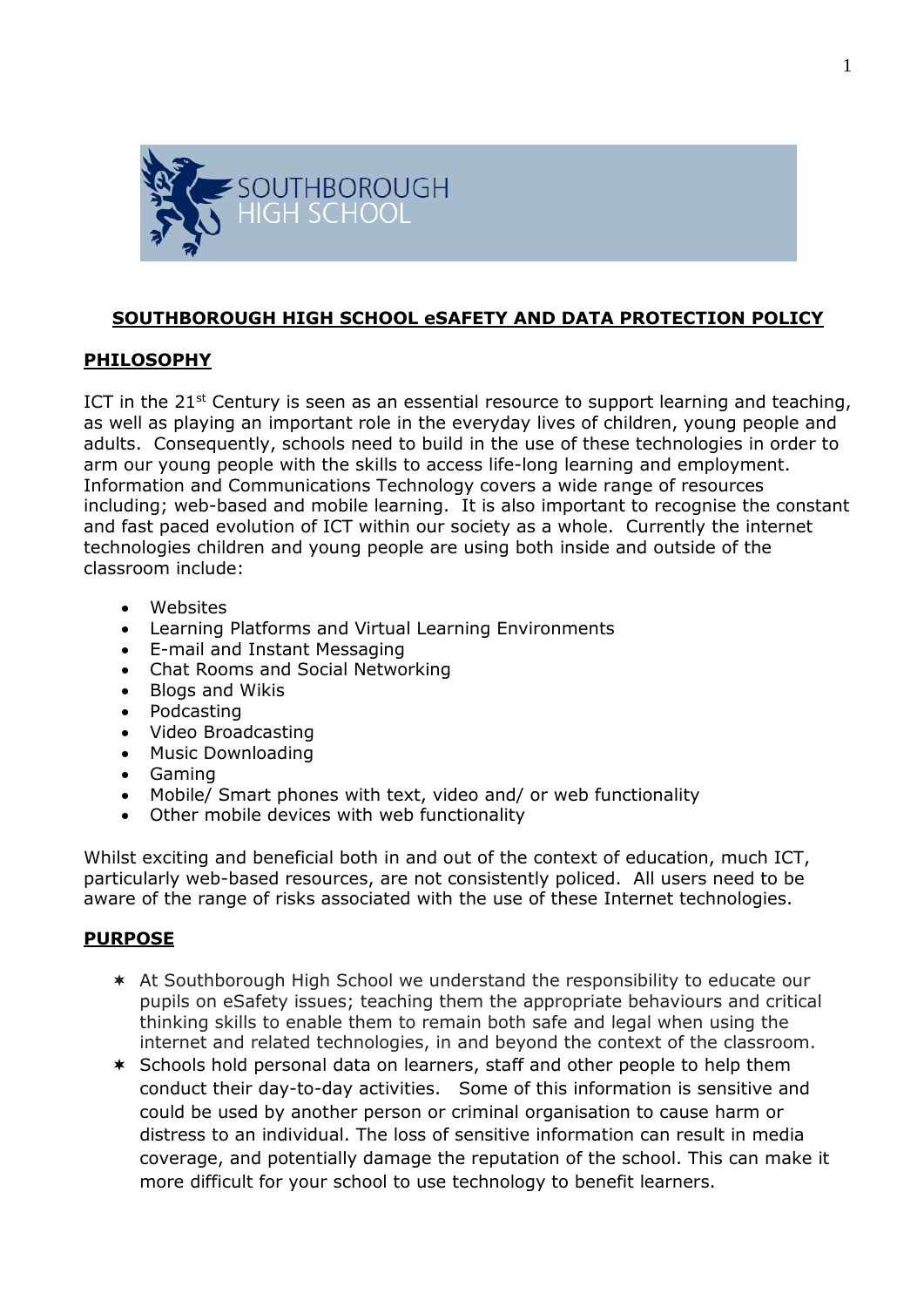SOUTHBOROUGH HIGH SCHOOL

# SOUTHBOROUGH HIGH SCHOOL eSAFETY AND DATA PROTECTION POLICY

## PHILOSOPHY

ICT in the 21st Century is seen as an essential resource to support learning and teaching, as well as playing an important role in the everyday lives of children, young people and adults. Consequently, schools need to build in the use of these technologies in order to arm our young people with the skills to access life-long learning and employment. Information and Communications Technology covers a wide range of resources including; web-based and mobile learning. It is also important to recognise the constant and fast paced evolution of ICT within our society as a whole. Currently the internet technologies children and young people are using both inside and outside of the classroom include:

- Websites
- Learning Platforms and Virtual Learning Environments
- E-mail and Instant Messaging
- Chat Rooms and Social Networking
- Blogs and Wikis
- Podcasting
- Video Broadcasting
- Music Downloading
- Gaming
- Mobile/ Smart phones with text, video and/ or web functionality
- Other mobile devices with web functionality

Whilst exciting and beneficial both in and out of the context of education, much ICT, particularly web-based resources, are not consistently policed. All users need to be aware of the range of risks associated with the use of these Internet technologies.

## PURPOSE

- At Southborough High School we understand the responsibility to educate our pupils on eSafety issues; teaching them the appropriate behaviours and critical thinking skills to enable them to remain both safe and legal when using the internet and related technologies, in and beyond the context of the classroom.
- Schools hold personal data on learners, staff and other people to help them conduct their day-to-day activities. Some of this information is sensitive and could be used by another person or criminal organisation to cause harm or distress to an individual. The loss of sensitive information can result in media coverage, and potentially damage the reputation of the school. This can make it more difficult for your school to use technology to benefit learners.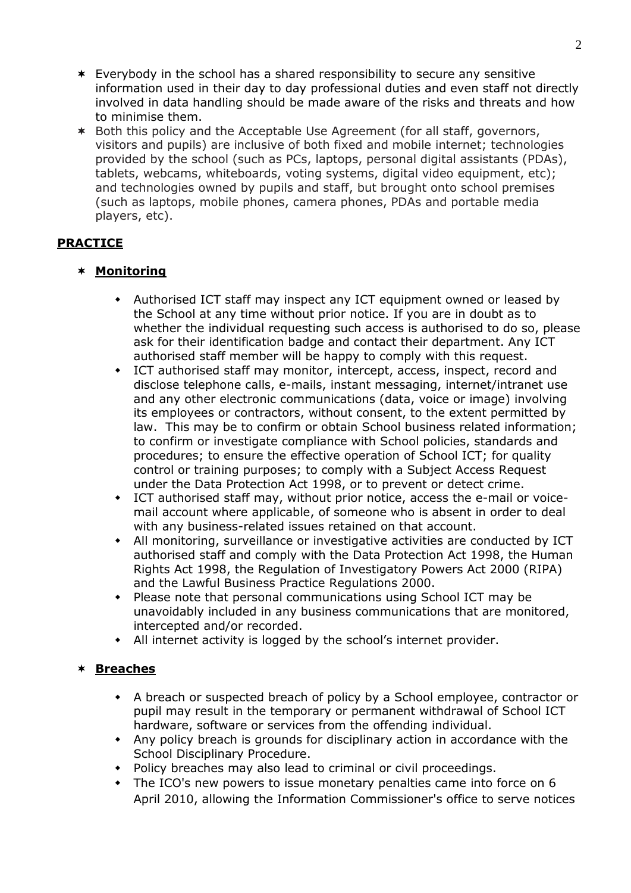- Everybody in the school has a shared responsibility to secure any sensitive information used in their day to day professional duties and even staff not directly involved in data handling should be made aware of the risks and threats and how to minimise them.
- Both this policy and the Acceptable Use Agreement (for all staff, governors, visitors and pupils) are inclusive of both fixed and mobile internet; technologies provided by the school (such as PCs, laptops, personal digital assistants (PDAs), tablets, webcams, whiteboards, voting systems, digital video equipment, etc); and technologies owned by pupils and staff, but brought onto school premises (such as laptops, mobile phones, camera phones, PDAs and portable media players, etc).

## PRACTICE

- **Monitoring**

  - Authorised ICT staff may inspect any ICT equipment owned or leased by the School at any time without prior notice. If you are in doubt as to whether the individual requesting such access is authorised to do so, please ask for their identification badge and contact their department. Any ICT authorised staff member will be happy to comply with this request.
  - ICT authorised staff may monitor, intercept, access, inspect, record and disclose telephone calls, e-mails, instant messaging, internet/intranet use and any other electronic communications (data, voice or image) involving its employees or contractors, without consent, to the extent permitted by law. This may be to confirm or obtain School business related information; to confirm or investigate compliance with School policies, standards and procedures; to ensure the effective operation of School ICT; for quality control or training purposes; to comply with a Subject Access Request under the Data Protection Act 1998, or to prevent or detect crime.
  - ICT authorised staff may, without prior notice, access the e-mail or voice-mail account where applicable, of someone who is absent in order to deal with any business-related issues retained on that account.
  - All monitoring, surveillance or investigative activities are conducted by ICT authorised staff and comply with the Data Protection Act 1998, the Human Rights Act 1998, the Regulation of Investigatory Powers Act 2000 (RIPA) and the Lawful Business Practice Regulations 2000.
  - Please note that personal communications using School ICT may be unavoidably included in any business communications that are monitored, intercepted and/or recorded.
  - All internet activity is logged by the school's internet provider.

- **Breaches**

  - A breach or suspected breach of policy by a School employee, contractor or pupil may result in the temporary or permanent withdrawal of School ICT hardware, software or services from the offending individual.
  - Any policy breach is grounds for disciplinary action in accordance with the School Disciplinary Procedure.
  - Policy breaches may also lead to criminal or civil proceedings.
  - The ICO's new powers to issue monetary penalties came into force on 6 April 2010, allowing the Information Commissioner's office to serve notices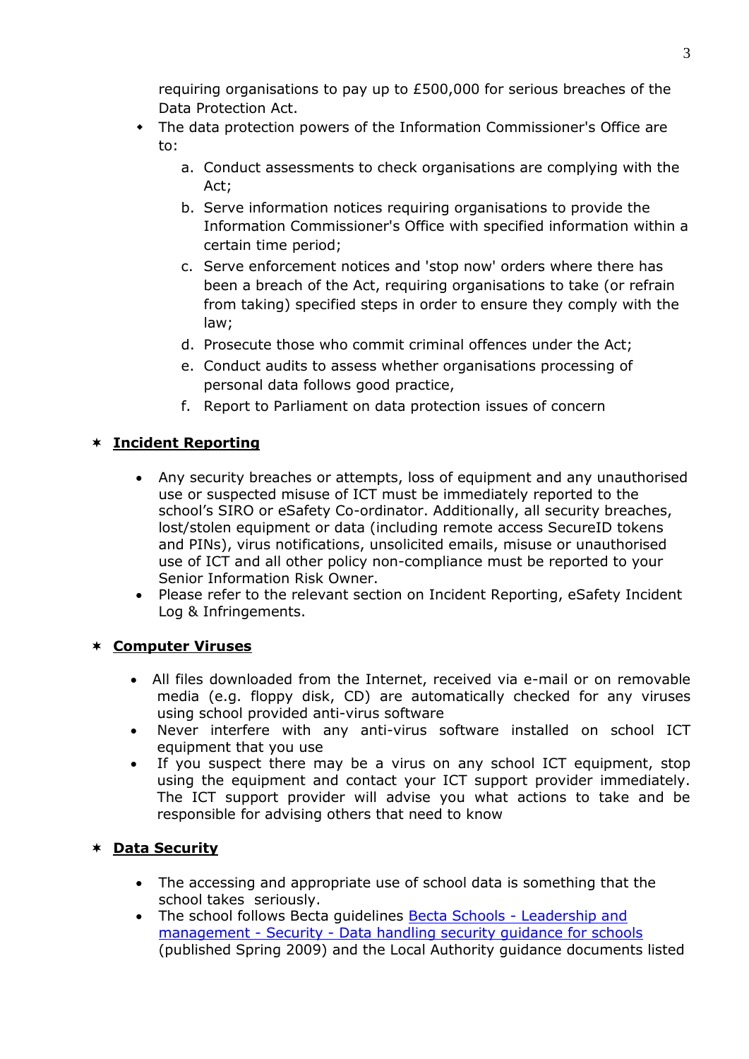requiring organisations to pay up to £500,000 for serious breaches of the Data Protection Act.

- The data protection powers of the Information Commissioner's Office are to:
    a. Conduct assessments to check organisations are complying with the Act;
    b. Serve information notices requiring organisations to provide the Information Commissioner's Office with specified information within a certain time period;
    c. Serve enforcement notices and 'stop now' orders where there has been a breach of the Act, requiring organisations to take (or refrain from taking) specified steps in order to ensure they comply with the law;
    d. Prosecute those who commit criminal offences under the Act;
    e. Conduct audits to assess whether organisations processing of personal data follows good practice,
    f. Report to Parliament on data protection issues of concern

## **Incident Reporting**

- Any security breaches or attempts, loss of equipment and any unauthorised use or suspected misuse of ICT must be immediately reported to the school's SIRO or eSafety Co-ordinator. Additionally, all security breaches, lost/stolen equipment or data (including remote access SecureID tokens and PINs), virus notifications, unsolicited emails, misuse or unauthorised use of ICT and all other policy non-compliance must be reported to your Senior Information Risk Owner.
- Please refer to the relevant section on Incident Reporting, eSafety Incident Log & Infringements.

## **Computer Viruses**

- All files downloaded from the Internet, received via e-mail or on removable media (e.g. floppy disk, CD) are automatically checked for any viruses using school provided anti-virus software
- Never interfere with any anti-virus software installed on school ICT equipment that you use
- If you suspect there may be a virus on any school ICT equipment, stop using the equipment and contact your ICT support provider immediately. The ICT support provider will advise you what actions to take and be responsible for advising others that need to know

## **Data Security**

- The accessing and appropriate use of school data is something that the school takes seriously.
- The school follows Becta guidelines Becta Schools - Leadership and management - Security - Data handling security guidance for schools (published Spring 2009) and the Local Authority guidance documents listed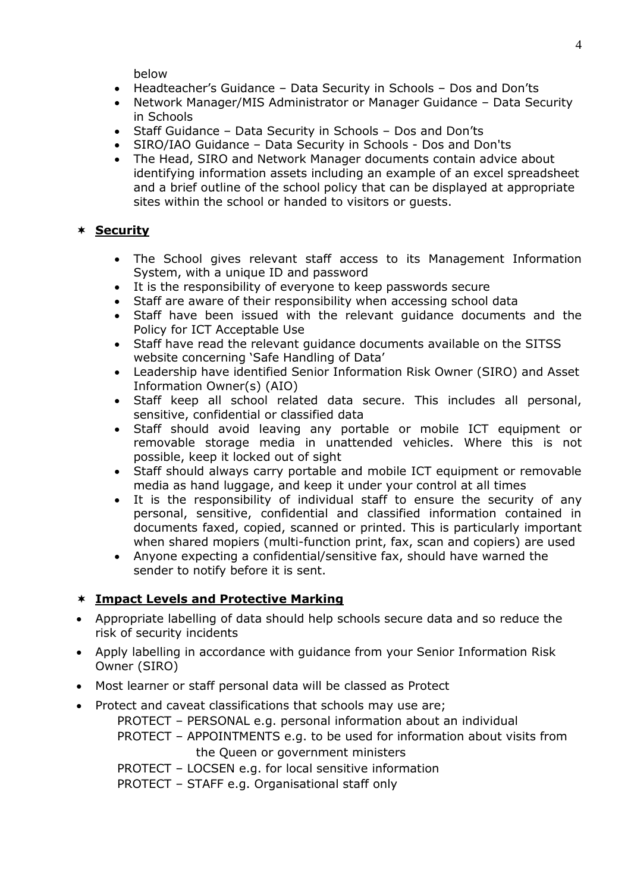below

- Headteacher's Guidance – Data Security in Schools – Dos and Don'ts
- Network Manager/MIS Administrator or Manager Guidance – Data Security in Schools
- Staff Guidance – Data Security in Schools – Dos and Don'ts
- SIRO/IAO Guidance – Data Security in Schools - Dos and Don'ts
- The Head, SIRO and Network Manager documents contain advice about identifying information assets including an example of an excel spreadsheet and a brief outline of the school policy that can be displayed at appropriate sites within the school or handed to visitors or guests.

## ✶ **Security**

- The School gives relevant staff access to its Management Information System, with a unique ID and password
- It is the responsibility of everyone to keep passwords secure
- Staff are aware of their responsibility when accessing school data
- Staff have been issued with the relevant guidance documents and the Policy for ICT Acceptable Use
- Staff have read the relevant guidance documents available on the SITSS website concerning 'Safe Handling of Data'
- Leadership have identified Senior Information Risk Owner (SIRO) and Asset Information Owner(s) (AIO)
- Staff keep all school related data secure. This includes all personal, sensitive, confidential or classified data
- Staff should avoid leaving any portable or mobile ICT equipment or removable storage media in unattended vehicles. Where this is not possible, keep it locked out of sight
- Staff should always carry portable and mobile ICT equipment or removable media as hand luggage, and keep it under your control at all times
- It is the responsibility of individual staff to ensure the security of any personal, sensitive, confidential and classified information contained in documents faxed, copied, scanned or printed. This is particularly important when shared mopiers (multi-function print, fax, scan and copiers) are used
- Anyone expecting a confidential/sensitive fax, should have warned the sender to notify before it is sent.

## ✶ **Impact Levels and Protective Marking**

- Appropriate labelling of data should help schools secure data and so reduce the risk of security incidents
- Apply labelling in accordance with guidance from your Senior Information Risk Owner (SIRO)
- Most learner or staff personal data will be classed as Protect
- Protect and caveat classifications that schools may use are;

  PROTECT – PERSONAL e.g. personal information about an individual

  PROTECT – APPOINTMENTS e.g. to be used for information about visits from the Queen or government ministers

  PROTECT – LOCSEN e.g. for local sensitive information

  PROTECT – STAFF e.g. Organisational staff only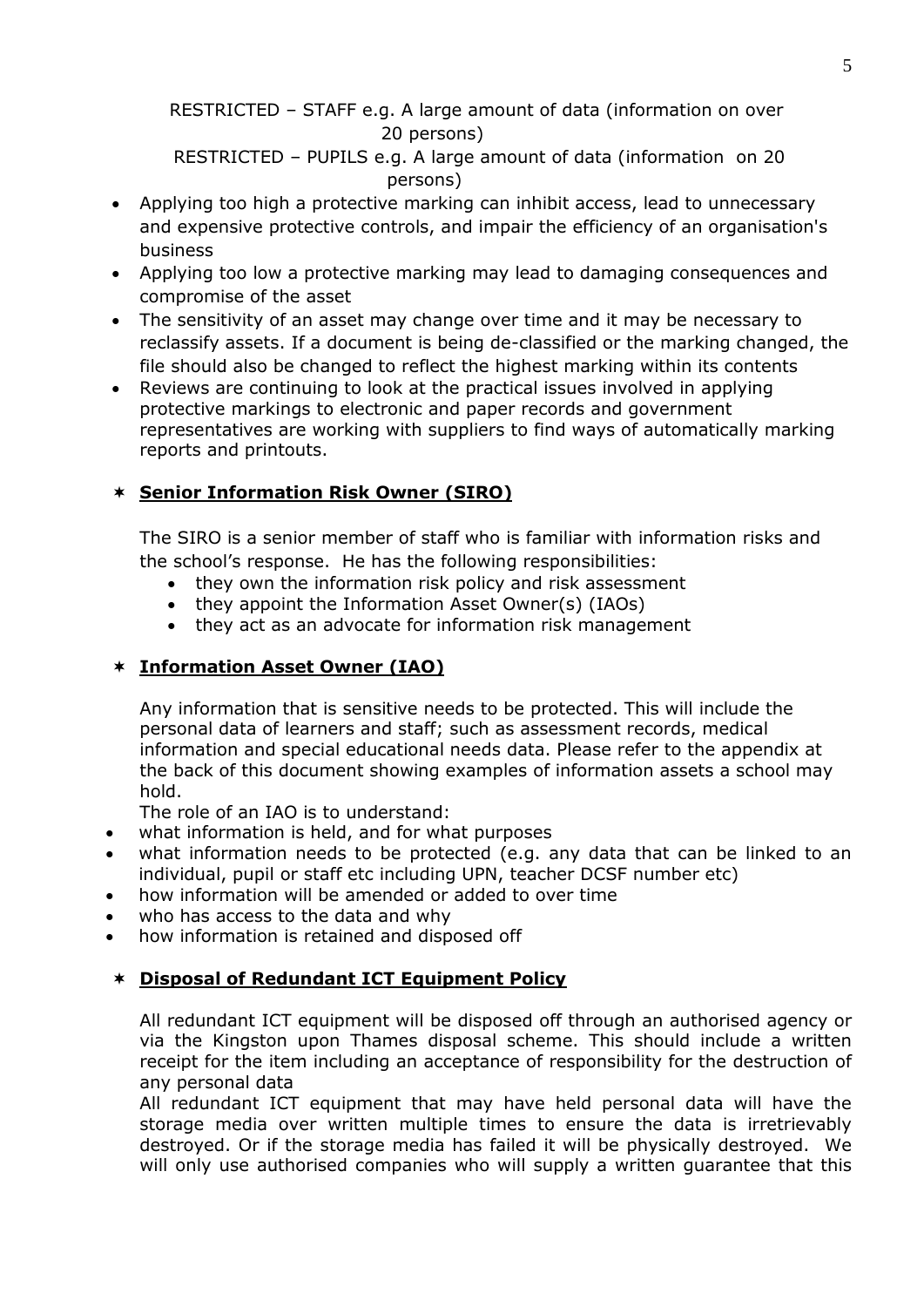RESTRICTED – STAFF e.g. A large amount of data (information on over 20 persons)

RESTRICTED – PUPILS e.g. A large amount of data (information on 20 persons)

- Applying too high a protective marking can inhibit access, lead to unnecessary and expensive protective controls, and impair the efficiency of an organisation's business
- Applying too low a protective marking may lead to damaging consequences and compromise of the asset
- The sensitivity of an asset may change over time and it may be necessary to reclassify assets. If a document is being de-classified or the marking changed, the file should also be changed to reflect the highest marking within its contents
- Reviews are continuing to look at the practical issues involved in applying protective markings to electronic and paper records and government representatives are working with suppliers to find ways of automatically marking reports and printouts.

## **Senior Information Risk Owner (SIRO)**

The SIRO is a senior member of staff who is familiar with information risks and the school's response. He has the following responsibilities:

- they own the information risk policy and risk assessment
- they appoint the Information Asset Owner(s) (IAOs)
- they act as an advocate for information risk management

## **Information Asset Owner (IAO)**

Any information that is sensitive needs to be protected. This will include the personal data of learners and staff; such as assessment records, medical information and special educational needs data. Please refer to the appendix at the back of this document showing examples of information assets a school may hold.

The role of an IAO is to understand:

- what information is held, and for what purposes
- what information needs to be protected (e.g. any data that can be linked to an individual, pupil or staff etc including UPN, teacher DCSF number etc)
- how information will be amended or added to over time
- who has access to the data and why
- how information is retained and disposed off

## **Disposal of Redundant ICT Equipment Policy**

All redundant ICT equipment will be disposed off through an authorised agency or via the Kingston upon Thames disposal scheme. This should include a written receipt for the item including an acceptance of responsibility for the destruction of any personal data

All redundant ICT equipment that may have held personal data will have the storage media over written multiple times to ensure the data is irretrievably destroyed. Or if the storage media has failed it will be physically destroyed. We will only use authorised companies who will supply a written guarantee that this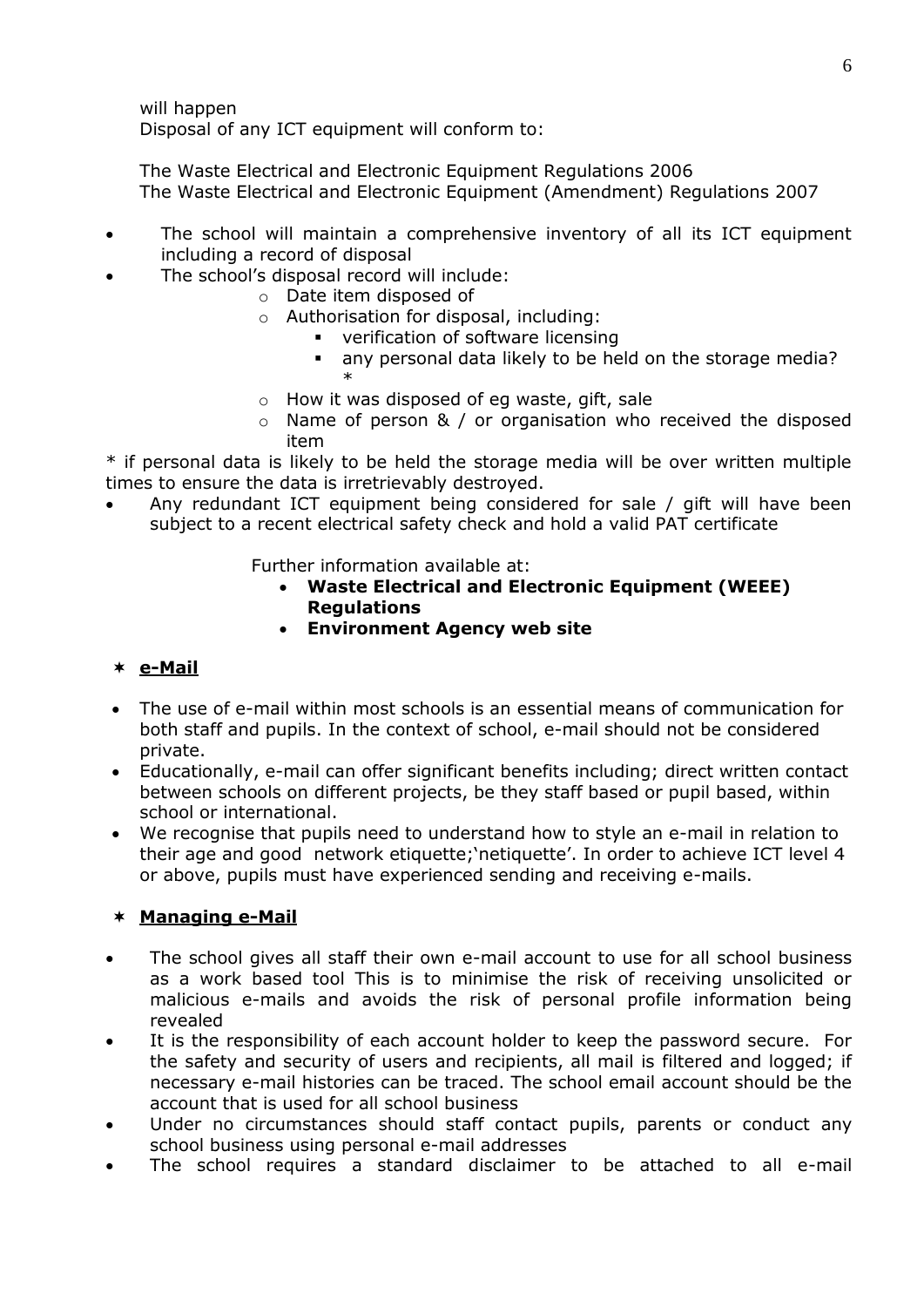will happen
Disposal of any ICT equipment will conform to:

The Waste Electrical and Electronic Equipment Regulations 2006
The Waste Electrical and Electronic Equipment (Amendment) Regulations 2007

- The school will maintain a comprehensive inventory of all its ICT equipment including a record of disposal
- The school's disposal record will include:
    - Date item disposed of
    - Authorisation for disposal, including:
        - verification of software licensing
        - any personal data likely to be held on the storage media? *
    - How it was disposed of eg waste, gift, sale
    - Name of person & / or organisation who received the disposed item

* if personal data is likely to be held the storage media will be over written multiple times to ensure the data is irretrievably destroyed.

- Any redundant ICT equipment being considered for sale / gift will have been subject to a recent electrical safety check and hold a valid PAT certificate

Further information available at:

- **Waste Electrical and Electronic Equipment (WEEE) Regulations**
- **Environment Agency web site**

## ✶ e-Mail

- The use of e-mail within most schools is an essential means of communication for both staff and pupils. In the context of school, e-mail should not be considered private.
- Educationally, e-mail can offer significant benefits including; direct written contact between schools on different projects, be they staff based or pupil based, within school or international.
- We recognise that pupils need to understand how to style an e-mail in relation to their age and good network etiquette;'netiquette'. In order to achieve ICT level 4 or above, pupils must have experienced sending and receiving e-mails.

## ✶ Managing e-Mail

- The school gives all staff their own e-mail account to use for all school business as a work based tool This is to minimise the risk of receiving unsolicited or malicious e-mails and avoids the risk of personal profile information being revealed
- It is the responsibility of each account holder to keep the password secure. For the safety and security of users and recipients, all mail is filtered and logged; if necessary e-mail histories can be traced. The school email account should be the account that is used for all school business
- Under no circumstances should staff contact pupils, parents or conduct any school business using personal e-mail addresses
- The school requires a standard disclaimer to be attached to all e-mail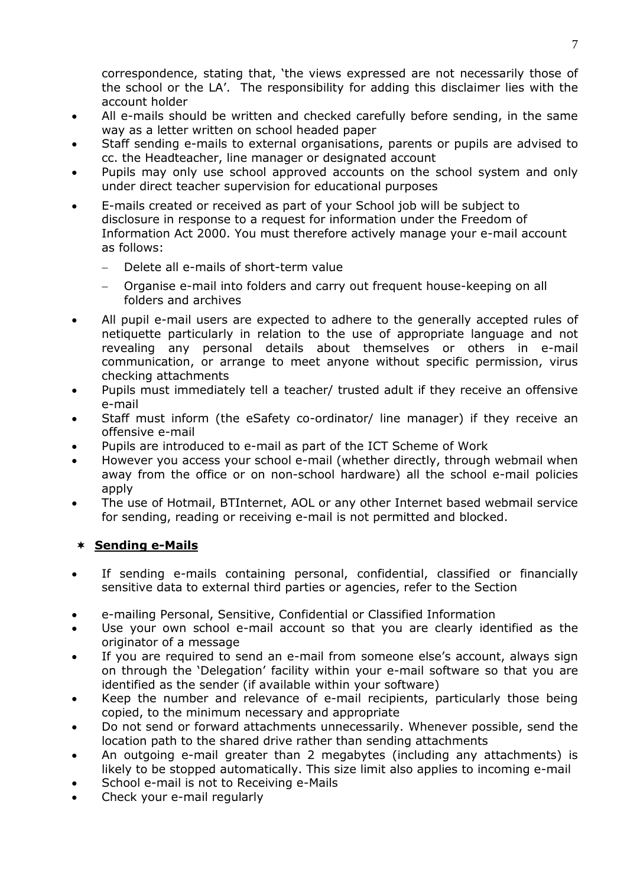correspondence, stating that, 'the views expressed are not necessarily those of the school or the LA'. The responsibility for adding this disclaimer lies with the account holder

- All e-mails should be written and checked carefully before sending, in the same way as a letter written on school headed paper
- Staff sending e-mails to external organisations, parents or pupils are advised to cc. the Headteacher, line manager or designated account
- Pupils may only use school approved accounts on the school system and only under direct teacher supervision for educational purposes
- E-mails created or received as part of your School job will be subject to disclosure in response to a request for information under the Freedom of Information Act 2000. You must therefore actively manage your e-mail account as follows:
  - Delete all e-mails of short-term value
  - Organise e-mail into folders and carry out frequent house-keeping on all folders and archives
- All pupil e-mail users are expected to adhere to the generally accepted rules of netiquette particularly in relation to the use of appropriate language and not revealing any personal details about themselves or others in e-mail communication, or arrange to meet anyone without specific permission, virus checking attachments
- Pupils must immediately tell a teacher/ trusted adult if they receive an offensive e-mail
- Staff must inform (the eSafety co-ordinator/ line manager) if they receive an offensive e-mail
- Pupils are introduced to e-mail as part of the ICT Scheme of Work
- However you access your school e-mail (whether directly, through webmail when away from the office or on non-school hardware) all the school e-mail policies apply
- The use of Hotmail, BTInternet, AOL or any other Internet based webmail service for sending, reading or receiving e-mail is not permitted and blocked.

### ✶ **Sending e-Mails**

- If sending e-mails containing personal, confidential, classified or financially sensitive data to external third parties or agencies, refer to the Section
- e-mailing Personal, Sensitive, Confidential or Classified Information
- Use your own school e-mail account so that you are clearly identified as the originator of a message
- If you are required to send an e-mail from someone else's account, always sign on through the 'Delegation' facility within your e-mail software so that you are identified as the sender (if available within your software)
- Keep the number and relevance of e-mail recipients, particularly those being copied, to the minimum necessary and appropriate
- Do not send or forward attachments unnecessarily. Whenever possible, send the location path to the shared drive rather than sending attachments
- An outgoing e-mail greater than 2 megabytes (including any attachments) is likely to be stopped automatically. This size limit also applies to incoming e-mail
- School e-mail is not to Receiving e-Mails
- Check your e-mail regularly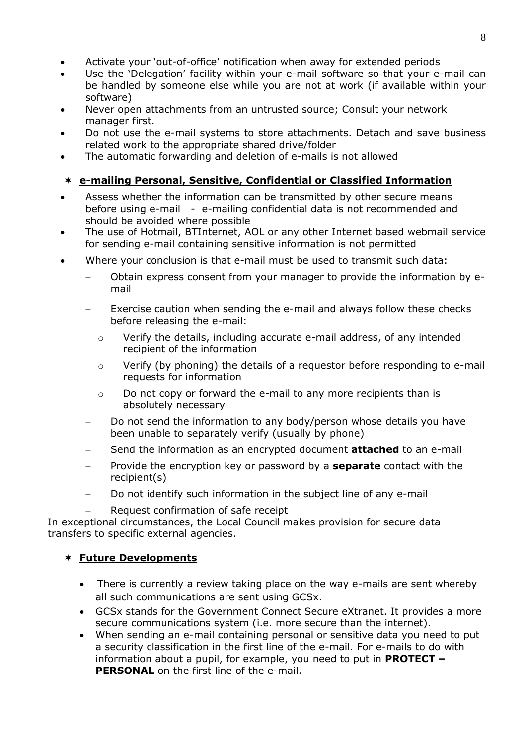- Activate your 'out-of-office' notification when away for extended periods
- Use the 'Delegation' facility within your e-mail software so that your e-mail can be handled by someone else while you are not at work (if available within your software)
- Never open attachments from an untrusted source; Consult your network manager first.
- Do not use the e-mail systems to store attachments. Detach and save business related work to the appropriate shared drive/folder
- The automatic forwarding and deletion of e-mails is not allowed

## ✶ e-mailing Personal, Sensitive, Confidential or Classified Information

- Assess whether the information can be transmitted by other secure means before using e-mail - e-mailing confidential data is not recommended and should be avoided where possible
- The use of Hotmail, BTInternet, AOL or any other Internet based webmail service for sending e-mail containing sensitive information is not permitted
- Where your conclusion is that e-mail must be used to transmit such data:
  - Obtain express consent from your manager to provide the information by e-mail
  - Exercise caution when sending the e-mail and always follow these checks before releasing the e-mail:
    - Verify the details, including accurate e-mail address, of any intended recipient of the information
    - Verify (by phoning) the details of a requestor before responding to e-mail requests for information
    - Do not copy or forward the e-mail to any more recipients than is absolutely necessary
  - Do not send the information to any body/person whose details you have been unable to separately verify (usually by phone)
  - Send the information as an encrypted document **attached** to an e-mail
  - Provide the encryption key or password by a **separate** contact with the recipient(s)
  - Do not identify such information in the subject line of any e-mail
  - Request confirmation of safe receipt

In exceptional circumstances, the Local Council makes provision for secure data transfers to specific external agencies.

## ✶ Future Developments

- There is currently a review taking place on the way e-mails are sent whereby all such communications are sent using GCSx.
- GCSx stands for the Government Connect Secure eXtranet. It provides a more secure communications system (i.e. more secure than the internet).
- When sending an e-mail containing personal or sensitive data you need to put a security classification in the first line of the e-mail. For e-mails to do with information about a pupil, for example, you need to put in **PROTECT – PERSONAL** on the first line of the e-mail.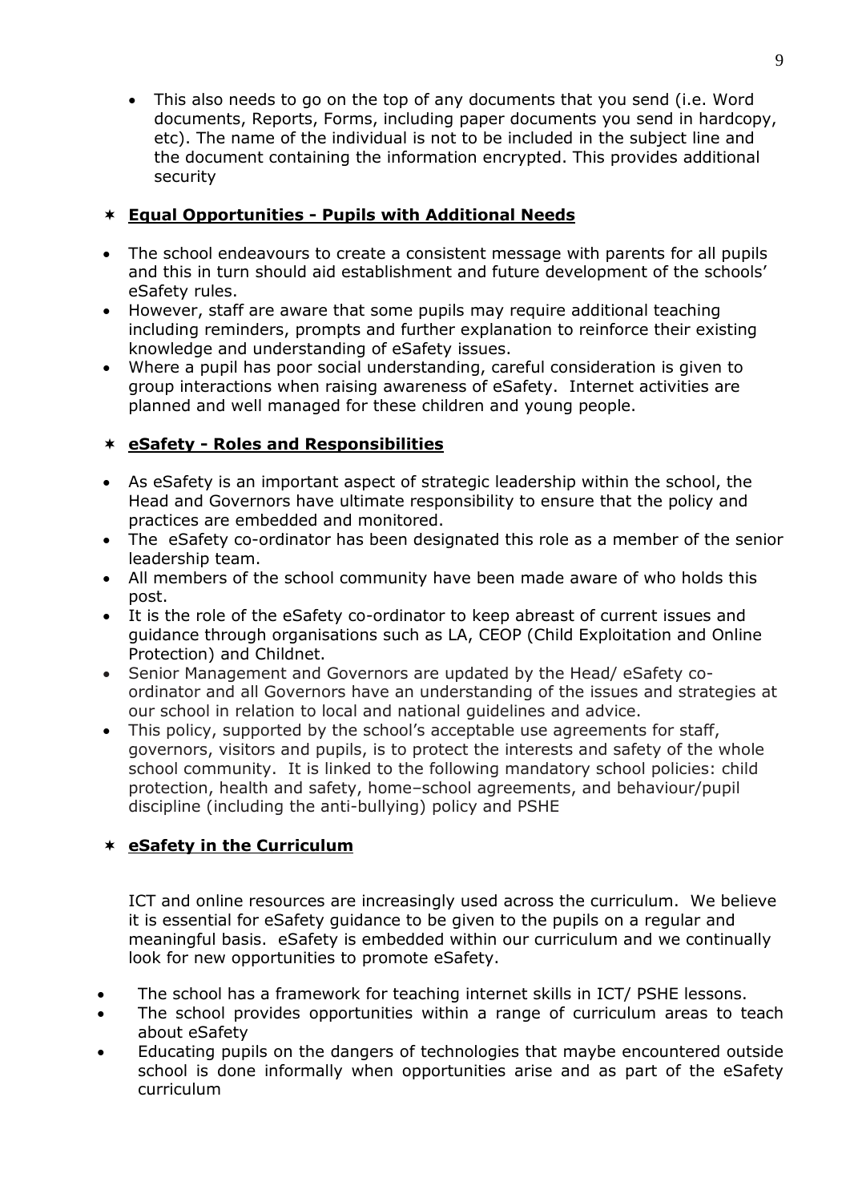- This also needs to go on the top of any documents that you send (i.e. Word documents, Reports, Forms, including paper documents you send in hardcopy, etc). The name of the individual is not to be included in the subject line and the document containing the information encrypted. This provides additional security

## **Equal Opportunities - Pupils with Additional Needs**

- The school endeavours to create a consistent message with parents for all pupils and this in turn should aid establishment and future development of the schools' eSafety rules.
- However, staff are aware that some pupils may require additional teaching including reminders, prompts and further explanation to reinforce their existing knowledge and understanding of eSafety issues.
- Where a pupil has poor social understanding, careful consideration is given to group interactions when raising awareness of eSafety. Internet activities are planned and well managed for these children and young people.

## **eSafety - Roles and Responsibilities**

- As eSafety is an important aspect of strategic leadership within the school, the Head and Governors have ultimate responsibility to ensure that the policy and practices are embedded and monitored.
- The eSafety co-ordinator has been designated this role as a member of the senior leadership team.
- All members of the school community have been made aware of who holds this post.
- It is the role of the eSafety co-ordinator to keep abreast of current issues and guidance through organisations such as LA, CEOP (Child Exploitation and Online Protection) and Childnet.
- Senior Management and Governors are updated by the Head/ eSafety co-ordinator and all Governors have an understanding of the issues and strategies at our school in relation to local and national guidelines and advice.
- This policy, supported by the school's acceptable use agreements for staff, governors, visitors and pupils, is to protect the interests and safety of the whole school community. It is linked to the following mandatory school policies: child protection, health and safety, home–school agreements, and behaviour/pupil discipline (including the anti-bullying) policy and PSHE

## **eSafety in the Curriculum**

ICT and online resources are increasingly used across the curriculum. We believe it is essential for eSafety guidance to be given to the pupils on a regular and meaningful basis. eSafety is embedded within our curriculum and we continually look for new opportunities to promote eSafety.

- The school has a framework for teaching internet skills in ICT/ PSHE lessons.
- The school provides opportunities within a range of curriculum areas to teach about eSafety
- Educating pupils on the dangers of technologies that maybe encountered outside school is done informally when opportunities arise and as part of the eSafety curriculum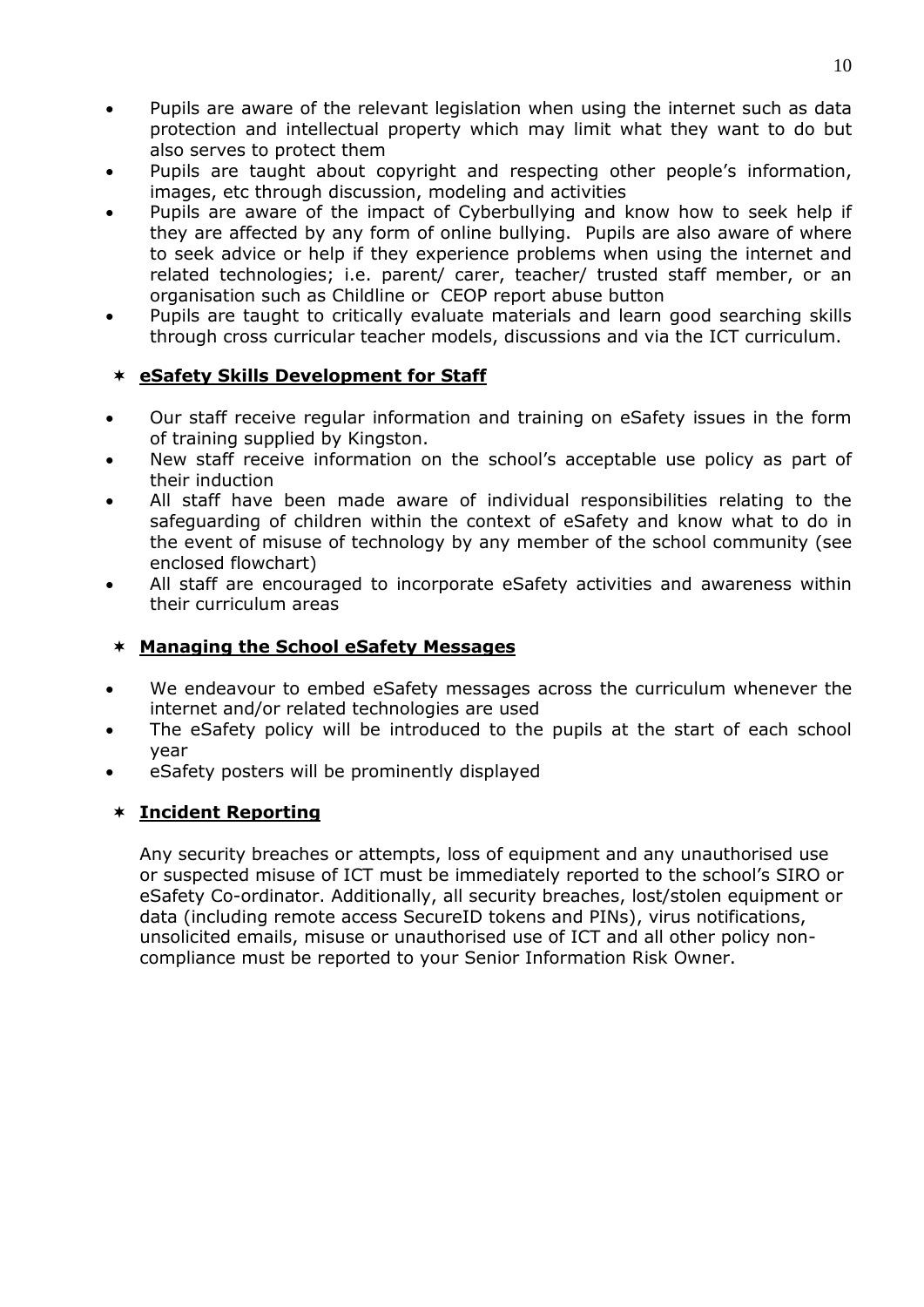- Pupils are aware of the relevant legislation when using the internet such as data protection and intellectual property which may limit what they want to do but also serves to protect them
- Pupils are taught about copyright and respecting other people's information, images, etc through discussion, modeling and activities
- Pupils are aware of the impact of Cyberbullying and know how to seek help if they are affected by any form of online bullying. Pupils are also aware of where to seek advice or help if they experience problems when using the internet and related technologies; i.e. parent/ carer, teacher/ trusted staff member, or an organisation such as Childline or CEOP report abuse button
- Pupils are taught to critically evaluate materials and learn good searching skills through cross curricular teacher models, discussions and via the ICT curriculum.

## **eSafety Skills Development for Staff**

- Our staff receive regular information and training on eSafety issues in the form of training supplied by Kingston.
- New staff receive information on the school's acceptable use policy as part of their induction
- All staff have been made aware of individual responsibilities relating to the safeguarding of children within the context of eSafety and know what to do in the event of misuse of technology by any member of the school community (see enclosed flowchart)
- All staff are encouraged to incorporate eSafety activities and awareness within their curriculum areas

## **Managing the School eSafety Messages**

- We endeavour to embed eSafety messages across the curriculum whenever the internet and/or related technologies are used
- The eSafety policy will be introduced to the pupils at the start of each school year
- eSafety posters will be prominently displayed

## **Incident Reporting**

Any security breaches or attempts, loss of equipment and any unauthorised use or suspected misuse of ICT must be immediately reported to the school's SIRO or eSafety Co-ordinator. Additionally, all security breaches, lost/stolen equipment or data (including remote access SecureID tokens and PINs), virus notifications, unsolicited emails, misuse or unauthorised use of ICT and all other policy non-compliance must be reported to your Senior Information Risk Owner.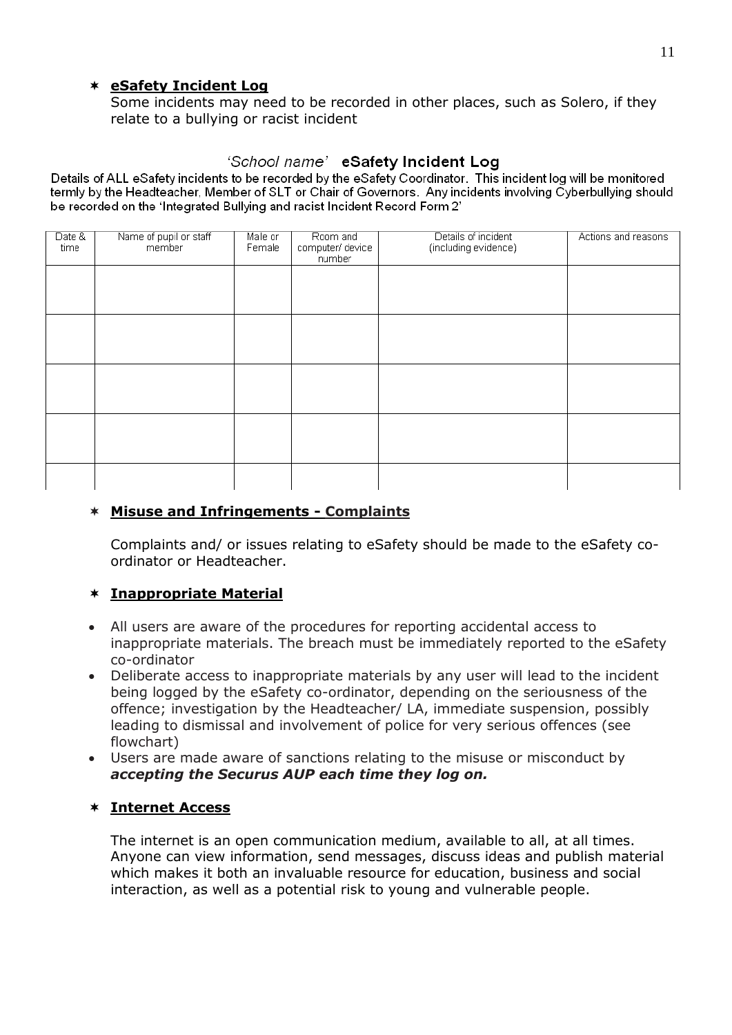## eSafety Incident Log

Some incidents may need to be recorded in other places, such as Solero, if they relate to a bullying or racist incident

### 'School name' eSafety Incident Log

Details of ALL eSafety incidents to be recorded by the eSafety Coordinator. This incident log will be monitored termly by the Headteacher, Member of SLT or Chair of Governors. Any incidents involving Cyberbullying should be recorded on the 'Integrated Bullying and racist Incident Record Form 2'

| Date & time | Name of pupil or staff member | Male or Female | Room and computer/ device number | Details of incident (including evidence) | Actions and reasons |
|---|---|---|---|---|---|
| | | | | | |
| | | | | | |
| | | | | | |
| | | | | | |
| | | | | | |

## Misuse and Infringements - Complaints

Complaints and/ or issues relating to eSafety should be made to the eSafety co-ordinator or Headteacher.

## Inappropriate Material

- All users are aware of the procedures for reporting accidental access to inappropriate materials. The breach must be immediately reported to the eSafety co-ordinator
- Deliberate access to inappropriate materials by any user will lead to the incident being logged by the eSafety co-ordinator, depending on the seriousness of the offence; investigation by the Headteacher/ LA, immediate suspension, possibly leading to dismissal and involvement of police for very serious offences (see flowchart)
- Users are made aware of sanctions relating to the misuse or misconduct by ***accepting the Securus AUP each time they log on.***

## Internet Access

The internet is an open communication medium, available to all, at all times. Anyone can view information, send messages, discuss ideas and publish material which makes it both an invaluable resource for education, business and social interaction, as well as a potential risk to young and vulnerable people.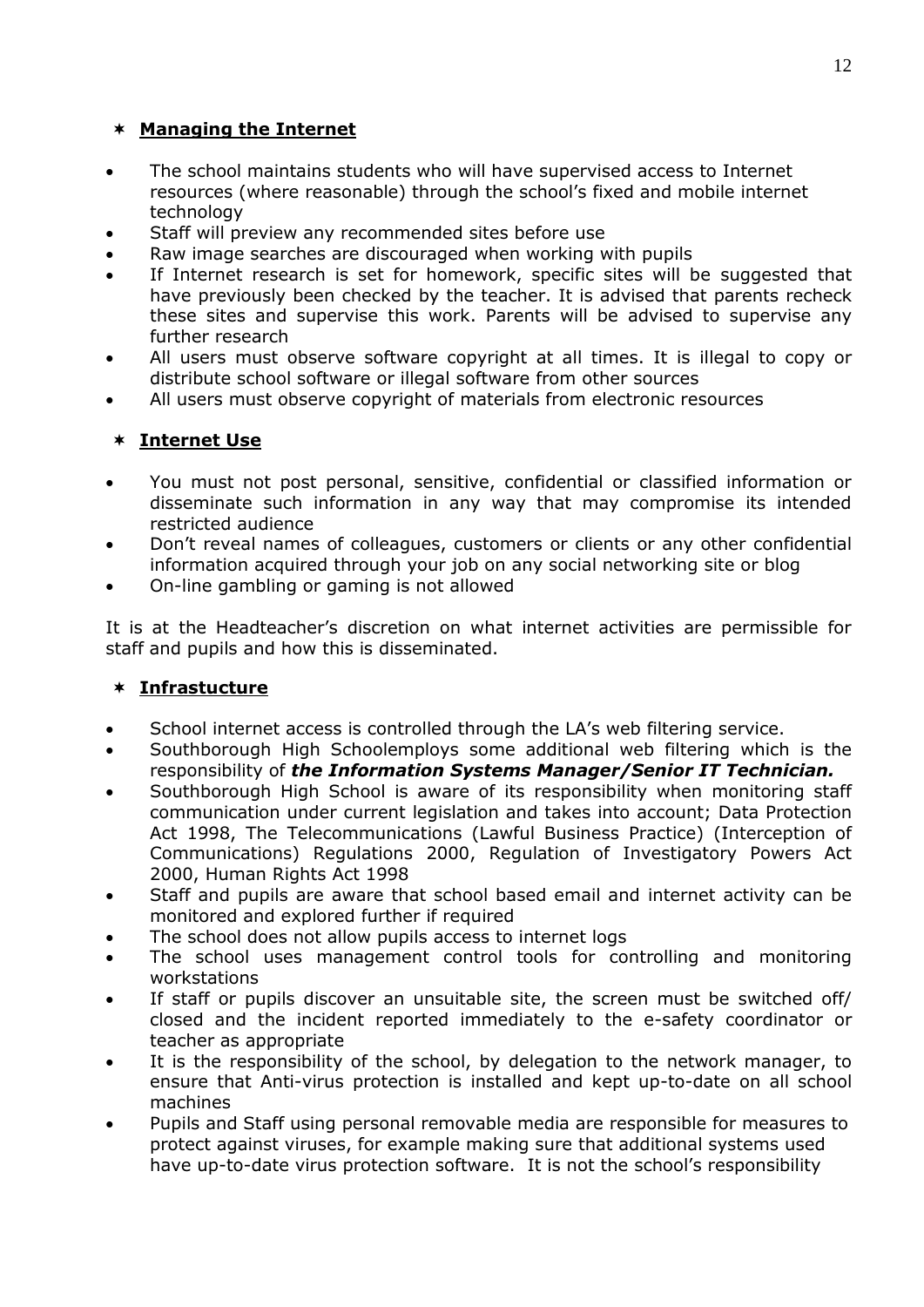## ✶ Managing the Internet

- The school maintains students who will have supervised access to Internet resources (where reasonable) through the school's fixed and mobile internet technology
- Staff will preview any recommended sites before use
- Raw image searches are discouraged when working with pupils
- If Internet research is set for homework, specific sites will be suggested that have previously been checked by the teacher. It is advised that parents recheck these sites and supervise this work. Parents will be advised to supervise any further research
- All users must observe software copyright at all times. It is illegal to copy or distribute school software or illegal software from other sources
- All users must observe copyright of materials from electronic resources

## ✶ Internet Use

- You must not post personal, sensitive, confidential or classified information or disseminate such information in any way that may compromise its intended restricted audience
- Don't reveal names of colleagues, customers or clients or any other confidential information acquired through your job on any social networking site or blog
- On-line gambling or gaming is not allowed

It is at the Headteacher's discretion on what internet activities are permissible for staff and pupils and how this is disseminated.

## ✶ Infrastucture

- School internet access is controlled through the LA's web filtering service.
- Southborough High Schoolemploys some additional web filtering which is the responsibility of ***the Information Systems Manager/Senior IT Technician.***
- Southborough High School is aware of its responsibility when monitoring staff communication under current legislation and takes into account; Data Protection Act 1998, The Telecommunications (Lawful Business Practice) (Interception of Communications) Regulations 2000, Regulation of Investigatory Powers Act 2000, Human Rights Act 1998
- Staff and pupils are aware that school based email and internet activity can be monitored and explored further if required
- The school does not allow pupils access to internet logs
- The school uses management control tools for controlling and monitoring workstations
- If staff or pupils discover an unsuitable site, the screen must be switched off/ closed and the incident reported immediately to the e-safety coordinator or teacher as appropriate
- It is the responsibility of the school, by delegation to the network manager, to ensure that Anti-virus protection is installed and kept up-to-date on all school machines
- Pupils and Staff using personal removable media are responsible for measures to protect against viruses, for example making sure that additional systems used have up-to-date virus protection software. It is not the school's responsibility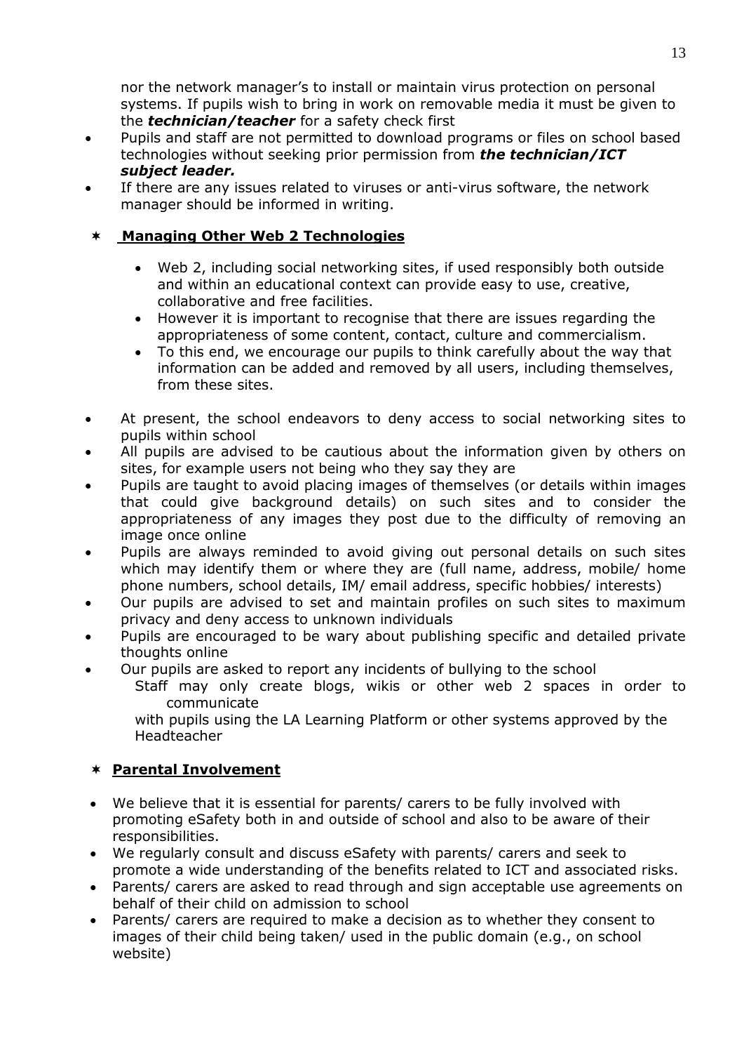nor the network manager's to install or maintain virus protection on personal systems. If pupils wish to bring in work on removable media it must be given to the ***technician/teacher*** for a safety check first

- Pupils and staff are not permitted to download programs or files on school based technologies without seeking prior permission from ***the technician/ICT subject leader.***
- If there are any issues related to viruses or anti-virus software, the network manager should be informed in writing.

## **Managing Other Web 2 Technologies**

- Web 2, including social networking sites, if used responsibly both outside and within an educational context can provide easy to use, creative, collaborative and free facilities.
- However it is important to recognise that there are issues regarding the appropriateness of some content, contact, culture and commercialism.
- To this end, we encourage our pupils to think carefully about the way that information can be added and removed by all users, including themselves, from these sites.

- At present, the school endeavors to deny access to social networking sites to pupils within school
- All pupils are advised to be cautious about the information given by others on sites, for example users not being who they say they are
- Pupils are taught to avoid placing images of themselves (or details within images that could give background details) on such sites and to consider the appropriateness of any images they post due to the difficulty of removing an image once online
- Pupils are always reminded to avoid giving out personal details on such sites which may identify them or where they are (full name, address, mobile/ home phone numbers, school details, IM/ email address, specific hobbies/ interests)
- Our pupils are advised to set and maintain profiles on such sites to maximum privacy and deny access to unknown individuals
- Pupils are encouraged to be wary about publishing specific and detailed private thoughts online
- Our pupils are asked to report any incidents of bullying to the school
  Staff may only create blogs, wikis or other web 2 spaces in order to communicate
  with pupils using the LA Learning Platform or other systems approved by the Headteacher

## **Parental Involvement**

- We believe that it is essential for parents/ carers to be fully involved with promoting eSafety both in and outside of school and also to be aware of their responsibilities.
- We regularly consult and discuss eSafety with parents/ carers and seek to promote a wide understanding of the benefits related to ICT and associated risks.
- Parents/ carers are asked to read through and sign acceptable use agreements on behalf of their child on admission to school
- Parents/ carers are required to make a decision as to whether they consent to images of their child being taken/ used in the public domain (e.g., on school website)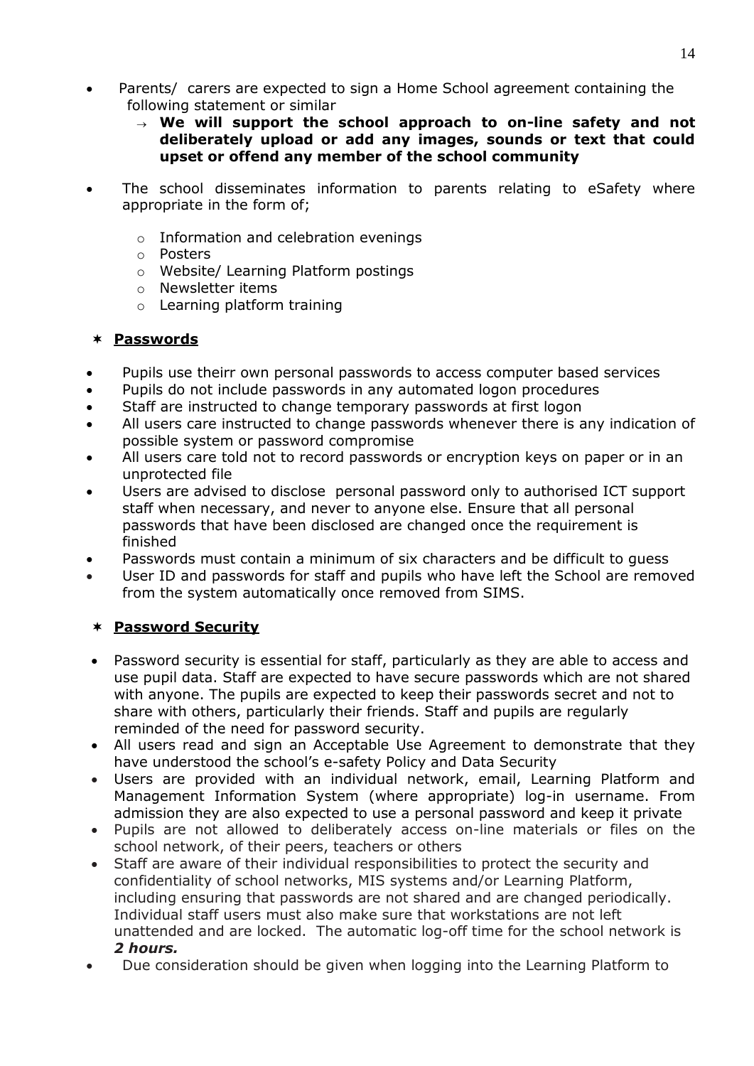- Parents/ carers are expected to sign a Home School agreement containing the following statement or similar
  - → **We will support the school approach to on-line safety and not deliberately upload or add any images, sounds or text that could upset or offend any member of the school community**

- The school disseminates information to parents relating to eSafety where appropriate in the form of;
  - Information and celebration evenings
  - Posters
  - Website/ Learning Platform postings
  - Newsletter items
  - Learning platform training

## ✶ **Passwords**

- Pupils use theirr own personal passwords to access computer based services
- Pupils do not include passwords in any automated logon procedures
- Staff are instructed to change temporary passwords at first logon
- All users care instructed to change passwords whenever there is any indication of possible system or password compromise
- All users care told not to record passwords or encryption keys on paper or in an unprotected file
- Users are advised to disclose personal password only to authorised ICT support staff when necessary, and never to anyone else. Ensure that all personal passwords that have been disclosed are changed once the requirement is finished
- Passwords must contain a minimum of six characters and be difficult to guess
- User ID and passwords for staff and pupils who have left the School are removed from the system automatically once removed from SIMS.

## ✶ **Password Security**

- Password security is essential for staff, particularly as they are able to access and use pupil data. Staff are expected to have secure passwords which are not shared with anyone. The pupils are expected to keep their passwords secret and not to share with others, particularly their friends. Staff and pupils are regularly reminded of the need for password security.
- All users read and sign an Acceptable Use Agreement to demonstrate that they have understood the school's e-safety Policy and Data Security
- Users are provided with an individual network, email, Learning Platform and Management Information System (where appropriate) log-in username. From admission they are also expected to use a personal password and keep it private
- Pupils are not allowed to deliberately access on-line materials or files on the school network, of their peers, teachers or others
- Staff are aware of their individual responsibilities to protect the security and confidentiality of school networks, MIS systems and/or Learning Platform, including ensuring that passwords are not shared and are changed periodically. Individual staff users must also make sure that workstations are not left unattended and are locked. The automatic log-off time for the school network is ***2 hours.***
- Due consideration should be given when logging into the Learning Platform to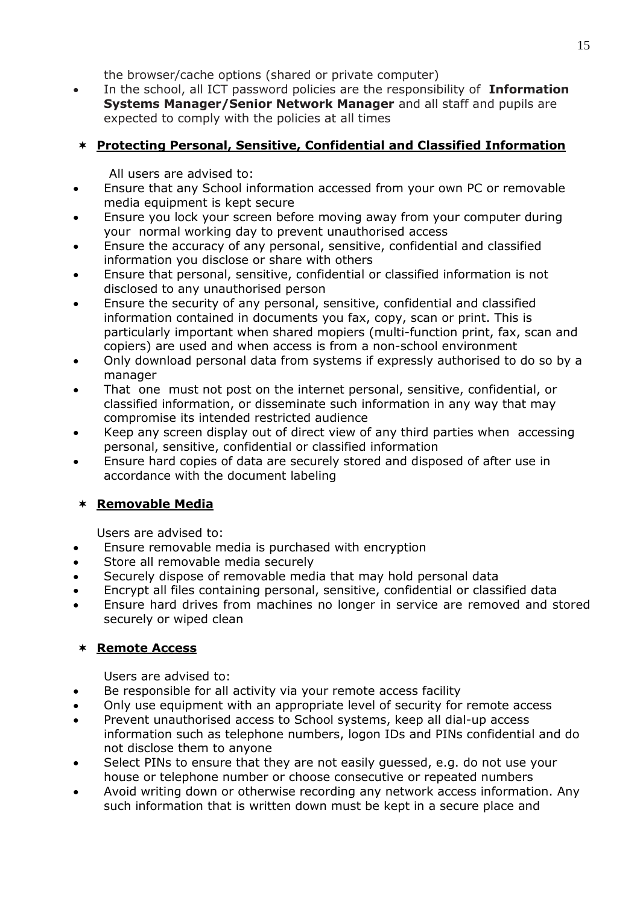the browser/cache options (shared or private computer)

- In the school, all ICT password policies are the responsibility of **Information Systems Manager/Senior Network Manager** and all staff and pupils are expected to comply with the policies at all times

## **Protecting Personal, Sensitive, Confidential and Classified Information**

All users are advised to:

- Ensure that any School information accessed from your own PC or removable media equipment is kept secure
- Ensure you lock your screen before moving away from your computer during your normal working day to prevent unauthorised access
- Ensure the accuracy of any personal, sensitive, confidential and classified information you disclose or share with others
- Ensure that personal, sensitive, confidential or classified information is not disclosed to any unauthorised person
- Ensure the security of any personal, sensitive, confidential and classified information contained in documents you fax, copy, scan or print. This is particularly important when shared mopiers (multi-function print, fax, scan and copiers) are used and when access is from a non-school environment
- Only download personal data from systems if expressly authorised to do so by a manager
- That one must not post on the internet personal, sensitive, confidential, or classified information, or disseminate such information in any way that may compromise its intended restricted audience
- Keep any screen display out of direct view of any third parties when accessing personal, sensitive, confidential or classified information
- Ensure hard copies of data are securely stored and disposed of after use in accordance with the document labeling

## **Removable Media**

Users are advised to:

- Ensure removable media is purchased with encryption
- Store all removable media securely
- Securely dispose of removable media that may hold personal data
- Encrypt all files containing personal, sensitive, confidential or classified data
- Ensure hard drives from machines no longer in service are removed and stored securely or wiped clean

## **Remote Access**

Users are advised to:

- Be responsible for all activity via your remote access facility
- Only use equipment with an appropriate level of security for remote access
- Prevent unauthorised access to School systems, keep all dial-up access information such as telephone numbers, logon IDs and PINs confidential and do not disclose them to anyone
- Select PINs to ensure that they are not easily guessed, e.g. do not use your house or telephone number or choose consecutive or repeated numbers
- Avoid writing down or otherwise recording any network access information. Any such information that is written down must be kept in a secure place and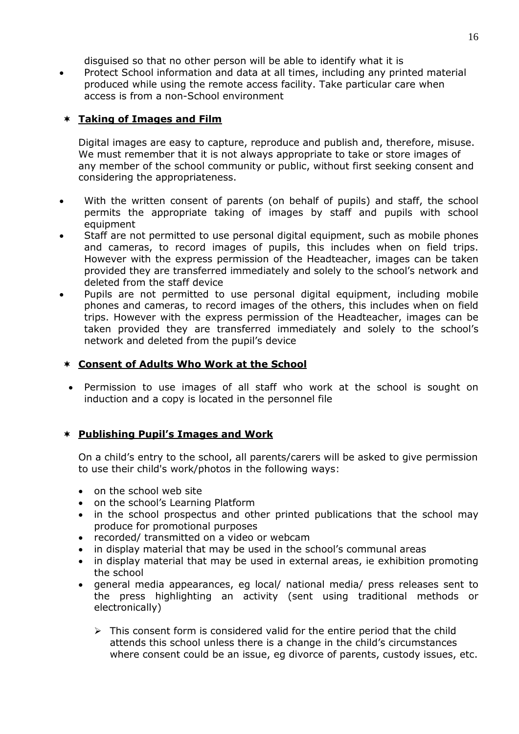disguised so that no other person will be able to identify what it is

- Protect School information and data at all times, including any printed material produced while using the remote access facility. Take particular care when access is from a non-School environment

### **Taking of Images and Film**

Digital images are easy to capture, reproduce and publish and, therefore, misuse. We must remember that it is not always appropriate to take or store images of any member of the school community or public, without first seeking consent and considering the appropriateness.

- With the written consent of parents (on behalf of pupils) and staff, the school permits the appropriate taking of images by staff and pupils with school equipment
- Staff are not permitted to use personal digital equipment, such as mobile phones and cameras, to record images of pupils, this includes when on field trips. However with the express permission of the Headteacher, images can be taken provided they are transferred immediately and solely to the school's network and deleted from the staff device
- Pupils are not permitted to use personal digital equipment, including mobile phones and cameras, to record images of the others, this includes when on field trips. However with the express permission of the Headteacher, images can be taken provided they are transferred immediately and solely to the school's network and deleted from the pupil's device

### **Consent of Adults Who Work at the School**

- Permission to use images of all staff who work at the school is sought on induction and a copy is located in the personnel file

### **Publishing Pupil's Images and Work**

On a child's entry to the school, all parents/carers will be asked to give permission to use their child's work/photos in the following ways:

- on the school web site
- on the school's Learning Platform
- in the school prospectus and other printed publications that the school may produce for promotional purposes
- recorded/ transmitted on a video or webcam
- in display material that may be used in the school's communal areas
- in display material that may be used in external areas, ie exhibition promoting the school
- general media appearances, eg local/ national media/ press releases sent to the press highlighting an activity (sent using traditional methods or electronically)
  - This consent form is considered valid for the entire period that the child attends this school unless there is a change in the child's circumstances where consent could be an issue, eg divorce of parents, custody issues, etc.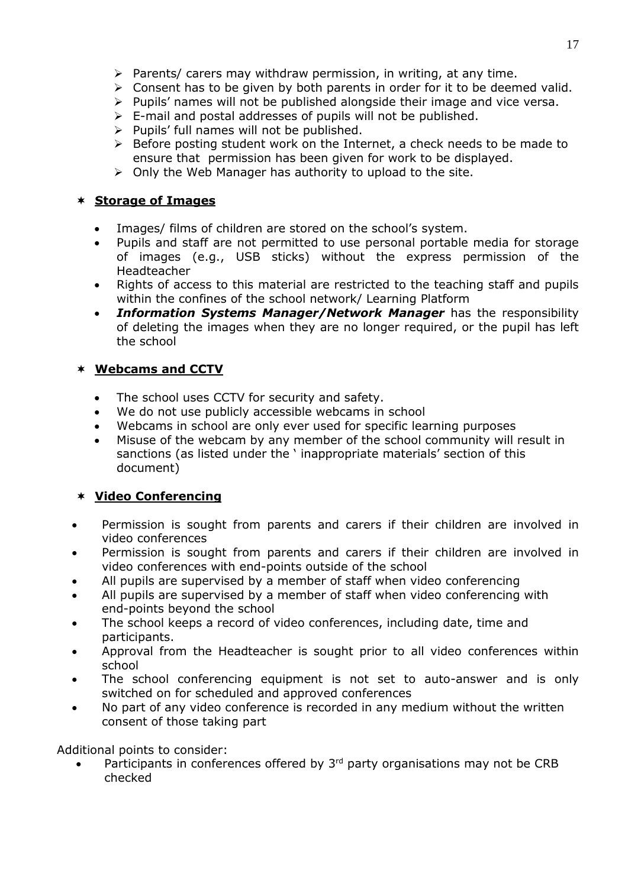- Parents/ carers may withdraw permission, in writing, at any time.
- Consent has to be given by both parents in order for it to be deemed valid.
- Pupils' names will not be published alongside their image and vice versa.
- E-mail and postal addresses of pupils will not be published.
- Pupils' full names will not be published.
- Before posting student work on the Internet, a check needs to be made to ensure that permission has been given for work to be displayed.
- Only the Web Manager has authority to upload to the site.

## **Storage of Images**

- Images/ films of children are stored on the school's system.
- Pupils and staff are not permitted to use personal portable media for storage of images (e.g., USB sticks) without the express permission of the Headteacher
- Rights of access to this material are restricted to the teaching staff and pupils within the confines of the school network/ Learning Platform
- ***Information Systems Manager/Network Manager*** has the responsibility of deleting the images when they are no longer required, or the pupil has left the school

## **Webcams and CCTV**

- The school uses CCTV for security and safety.
- We do not use publicly accessible webcams in school
- Webcams in school are only ever used for specific learning purposes
- Misuse of the webcam by any member of the school community will result in sanctions (as listed under the ' inappropriate materials' section of this document)

## **Video Conferencing**

- Permission is sought from parents and carers if their children are involved in video conferences
- Permission is sought from parents and carers if their children are involved in video conferences with end-points outside of the school
- All pupils are supervised by a member of staff when video conferencing
- All pupils are supervised by a member of staff when video conferencing with end-points beyond the school
- The school keeps a record of video conferences, including date, time and participants.
- Approval from the Headteacher is sought prior to all video conferences within school
- The school conferencing equipment is not set to auto-answer and is only switched on for scheduled and approved conferences
- No part of any video conference is recorded in any medium without the written consent of those taking part

Additional points to consider:

- Participants in conferences offered by 3rd party organisations may not be CRB checked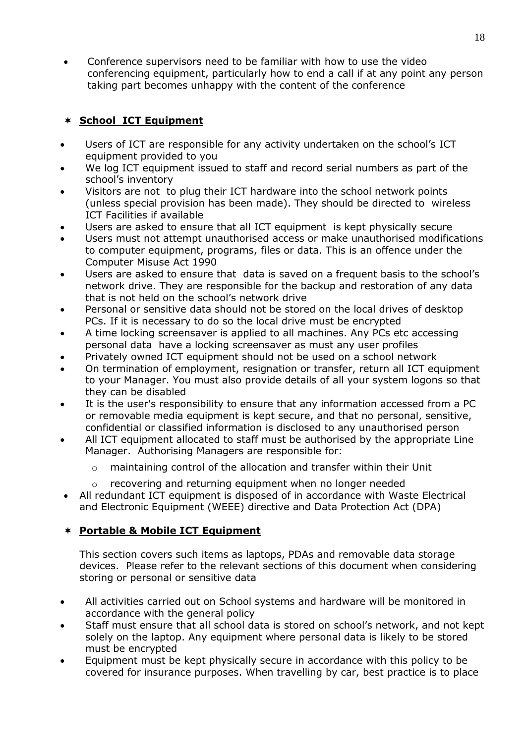- Conference supervisors need to be familiar with how to use the video conferencing equipment, particularly how to end a call if at any point any person taking part becomes unhappy with the content of the conference

## ✶ **School ICT Equipment**

- Users of ICT are responsible for any activity undertaken on the school's ICT equipment provided to you
- We log ICT equipment issued to staff and record serial numbers as part of the school's inventory
- Visitors are not to plug their ICT hardware into the school network points (unless special provision has been made). They should be directed to wireless ICT Facilities if available
- Users are asked to ensure that all ICT equipment is kept physically secure
- Users must not attempt unauthorised access or make unauthorised modifications to computer equipment, programs, files or data. This is an offence under the Computer Misuse Act 1990
- Users are asked to ensure that data is saved on a frequent basis to the school's network drive. They are responsible for the backup and restoration of any data that is not held on the school's network drive
- Personal or sensitive data should not be stored on the local drives of desktop PCs. If it is necessary to do so the local drive must be encrypted
- A time locking screensaver is applied to all machines. Any PCs etc accessing personal data have a locking screensaver as must any user profiles
- Privately owned ICT equipment should not be used on a school network
- On termination of employment, resignation or transfer, return all ICT equipment to your Manager. You must also provide details of all your system logons so that they can be disabled
- It is the user's responsibility to ensure that any information accessed from a PC or removable media equipment is kept secure, and that no personal, sensitive, confidential or classified information is disclosed to any unauthorised person
- All ICT equipment allocated to staff must be authorised by the appropriate Line Manager. Authorising Managers are responsible for:
    - maintaining control of the allocation and transfer within their Unit
    - recovering and returning equipment when no longer needed
- All redundant ICT equipment is disposed of in accordance with Waste Electrical and Electronic Equipment (WEEE) directive and Data Protection Act (DPA)

## ✶ **Portable & Mobile ICT Equipment**

This section covers such items as laptops, PDAs and removable data storage devices. Please refer to the relevant sections of this document when considering storing or personal or sensitive data

- All activities carried out on School systems and hardware will be monitored in accordance with the general policy
- Staff must ensure that all school data is stored on school's network, and not kept solely on the laptop. Any equipment where personal data is likely to be stored must be encrypted
- Equipment must be kept physically secure in accordance with this policy to be covered for insurance purposes. When travelling by car, best practice is to place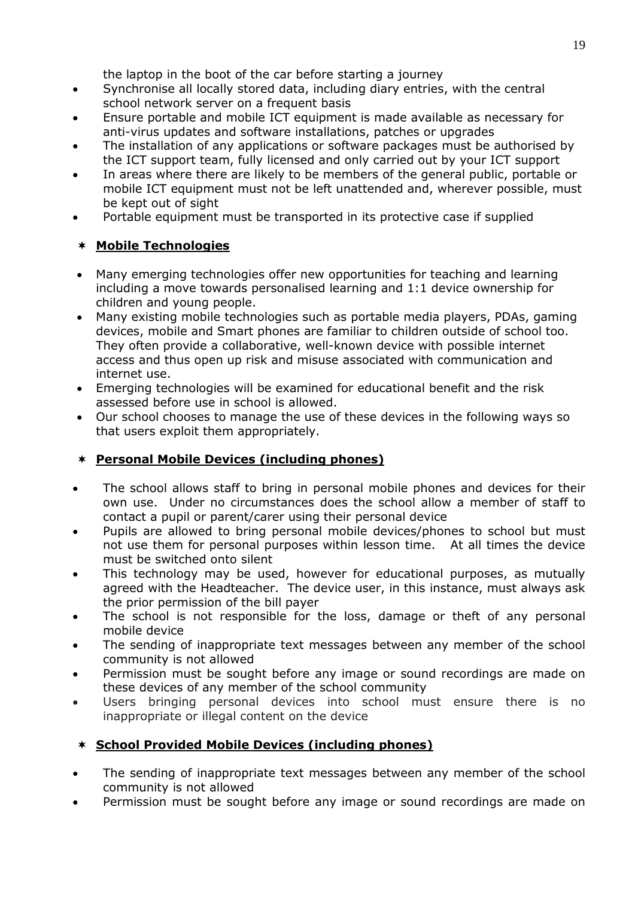the laptop in the boot of the car before starting a journey

- Synchronise all locally stored data, including diary entries, with the central school network server on a frequent basis
- Ensure portable and mobile ICT equipment is made available as necessary for anti-virus updates and software installations, patches or upgrades
- The installation of any applications or software packages must be authorised by the ICT support team, fully licensed and only carried out by your ICT support
- In areas where there are likely to be members of the general public, portable or mobile ICT equipment must not be left unattended and, wherever possible, must be kept out of sight
- Portable equipment must be transported in its protective case if supplied

## **Mobile Technologies**

- Many emerging technologies offer new opportunities for teaching and learning including a move towards personalised learning and 1:1 device ownership for children and young people.
- Many existing mobile technologies such as portable media players, PDAs, gaming devices, mobile and Smart phones are familiar to children outside of school too. They often provide a collaborative, well-known device with possible internet access and thus open up risk and misuse associated with communication and internet use.
- Emerging technologies will be examined for educational benefit and the risk assessed before use in school is allowed.
- Our school chooses to manage the use of these devices in the following ways so that users exploit them appropriately.

## **Personal Mobile Devices (including phones)**

- The school allows staff to bring in personal mobile phones and devices for their own use. Under no circumstances does the school allow a member of staff to contact a pupil or parent/carer using their personal device
- Pupils are allowed to bring personal mobile devices/phones to school but must not use them for personal purposes within lesson time. At all times the device must be switched onto silent
- This technology may be used, however for educational purposes, as mutually agreed with the Headteacher. The device user, in this instance, must always ask the prior permission of the bill payer
- The school is not responsible for the loss, damage or theft of any personal mobile device
- The sending of inappropriate text messages between any member of the school community is not allowed
- Permission must be sought before any image or sound recordings are made on these devices of any member of the school community
- Users bringing personal devices into school must ensure there is no inappropriate or illegal content on the device

## **School Provided Mobile Devices (including phones)**

- The sending of inappropriate text messages between any member of the school community is not allowed
- Permission must be sought before any image or sound recordings are made on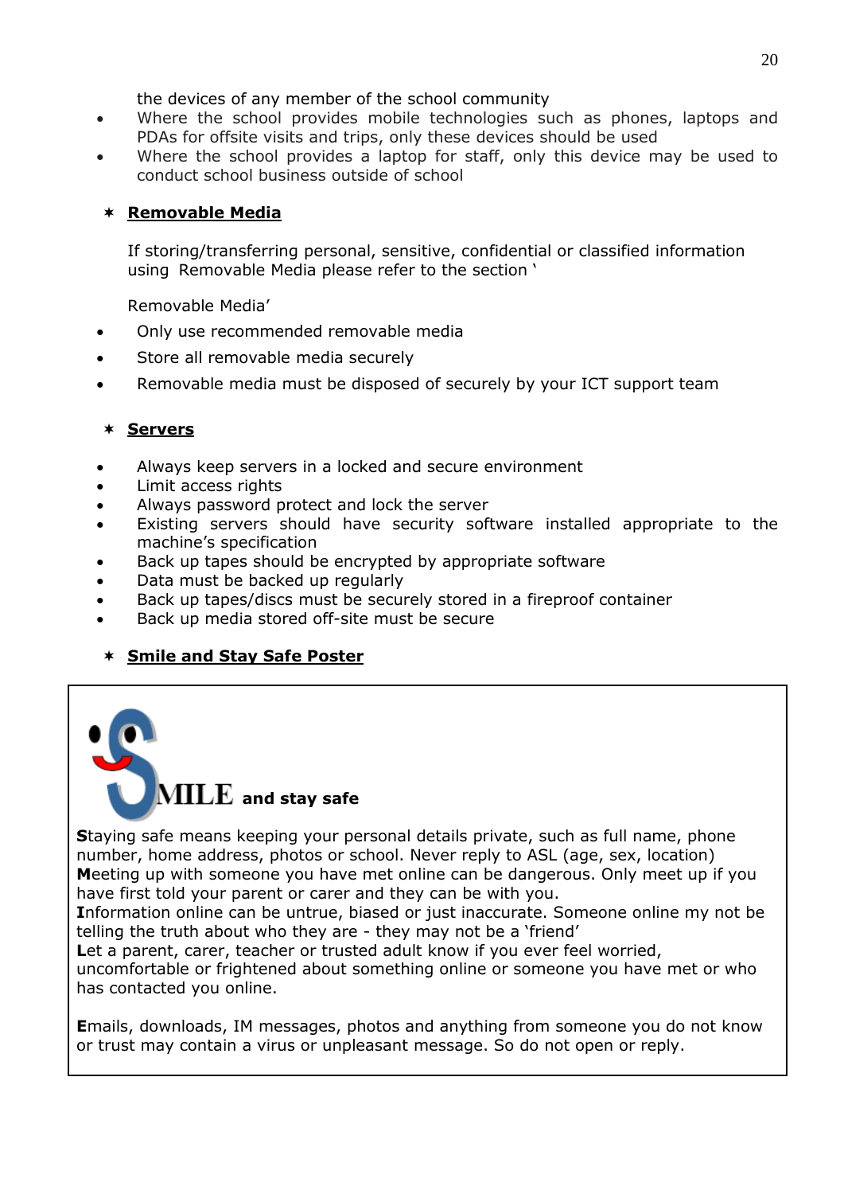the devices of any member of the school community

- Where the school provides mobile technologies such as phones, laptops and PDAs for offsite visits and trips, only these devices should be used
- Where the school provides a laptop for staff, only this device may be used to conduct school business outside of school

### ✶ Removable Media

If storing/transferring personal, sensitive, confidential or classified information using Removable Media please refer to the section '

Removable Media'

- Only use recommended removable media
- Store all removable media securely
- Removable media must be disposed of securely by your ICT support team

### ✶ Servers

- Always keep servers in a locked and secure environment
- Limit access rights
- Always password protect and lock the server
- Existing servers should have security software installed appropriate to the machine's specification
- Back up tapes should be encrypted by appropriate software
- Data must be backed up regularly
- Back up tapes/discs must be securely stored in a fireproof container
- Back up media stored off-site must be secure

### ✶ Smile and Stay Safe Poster

**SMILE and stay safe**

**S**taying safe means keeping your personal details private, such as full name, phone number, home address, photos or school. Never reply to ASL (age, sex, location)
**M**eeting up with someone you have met online can be dangerous. Only meet up if you have first told your parent or carer and they can be with you.
**I**nformation online can be untrue, biased or just inaccurate. Someone online my not be telling the truth about who they are - they may not be a 'friend'
**L**et a parent, carer, teacher or trusted adult know if you ever feel worried, uncomfortable or frightened about something online or someone you have met or who has contacted you online.

**E**mails, downloads, IM messages, photos and anything from someone you do not know or trust may contain a virus or unpleasant message. So do not open or reply.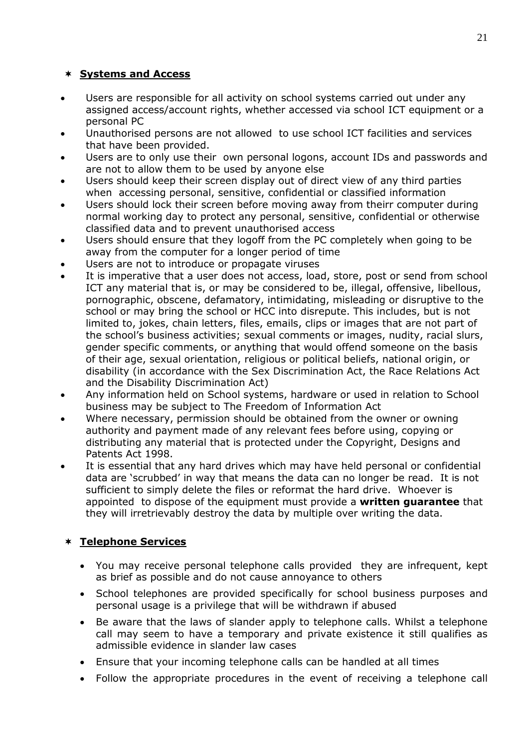- **Systems and Access**

- Users are responsible for all activity on school systems carried out under any assigned access/account rights, whether accessed via school ICT equipment or a personal PC
- Unauthorised persons are not allowed to use school ICT facilities and services that have been provided.
- Users are to only use their own personal logons, account IDs and passwords and are not to allow them to be used by anyone else
- Users should keep their screen display out of direct view of any third parties when accessing personal, sensitive, confidential or classified information
- Users should lock their screen before moving away from theirr computer during normal working day to protect any personal, sensitive, confidential or otherwise classified data and to prevent unauthorised access
- Users should ensure that they logoff from the PC completely when going to be away from the computer for a longer period of time
- Users are not to introduce or propagate viruses
- It is imperative that a user does not access, load, store, post or send from school ICT any material that is, or may be considered to be, illegal, offensive, libellous, pornographic, obscene, defamatory, intimidating, misleading or disruptive to the school or may bring the school or HCC into disrepute. This includes, but is not limited to, jokes, chain letters, files, emails, clips or images that are not part of the school's business activities; sexual comments or images, nudity, racial slurs, gender specific comments, or anything that would offend someone on the basis of their age, sexual orientation, religious or political beliefs, national origin, or disability (in accordance with the Sex Discrimination Act, the Race Relations Act and the Disability Discrimination Act)
- Any information held on School systems, hardware or used in relation to School business may be subject to The Freedom of Information Act
- Where necessary, permission should be obtained from the owner or owning authority and payment made of any relevant fees before using, copying or distributing any material that is protected under the Copyright, Designs and Patents Act 1998.
- It is essential that any hard drives which may have held personal or confidential data are 'scrubbed' in way that means the data can no longer be read. It is not sufficient to simply delete the files or reformat the hard drive. Whoever is appointed to dispose of the equipment must provide a **written guarantee** that they will irretrievably destroy the data by multiple over writing the data.

- **Telephone Services**

- You may receive personal telephone calls provided they are infrequent, kept as brief as possible and do not cause annoyance to others
- School telephones are provided specifically for school business purposes and personal usage is a privilege that will be withdrawn if abused
- Be aware that the laws of slander apply to telephone calls. Whilst a telephone call may seem to have a temporary and private existence it still qualifies as admissible evidence in slander law cases
- Ensure that your incoming telephone calls can be handled at all times
- Follow the appropriate procedures in the event of receiving a telephone call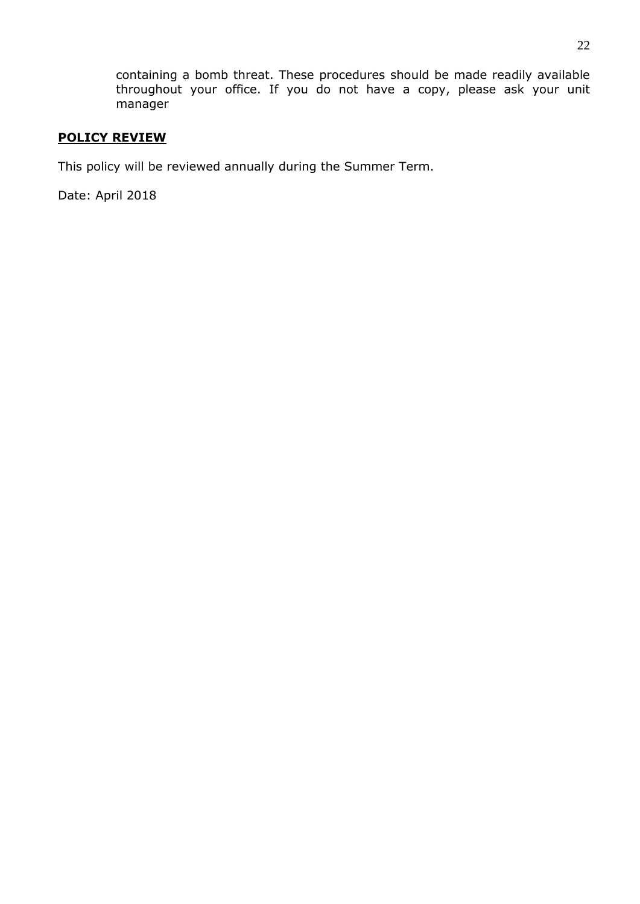containing a bomb threat. These procedures should be made readily available throughout your office. If you do not have a copy, please ask your unit manager

## **POLICY REVIEW**

This policy will be reviewed annually during the Summer Term.

Date: April 2018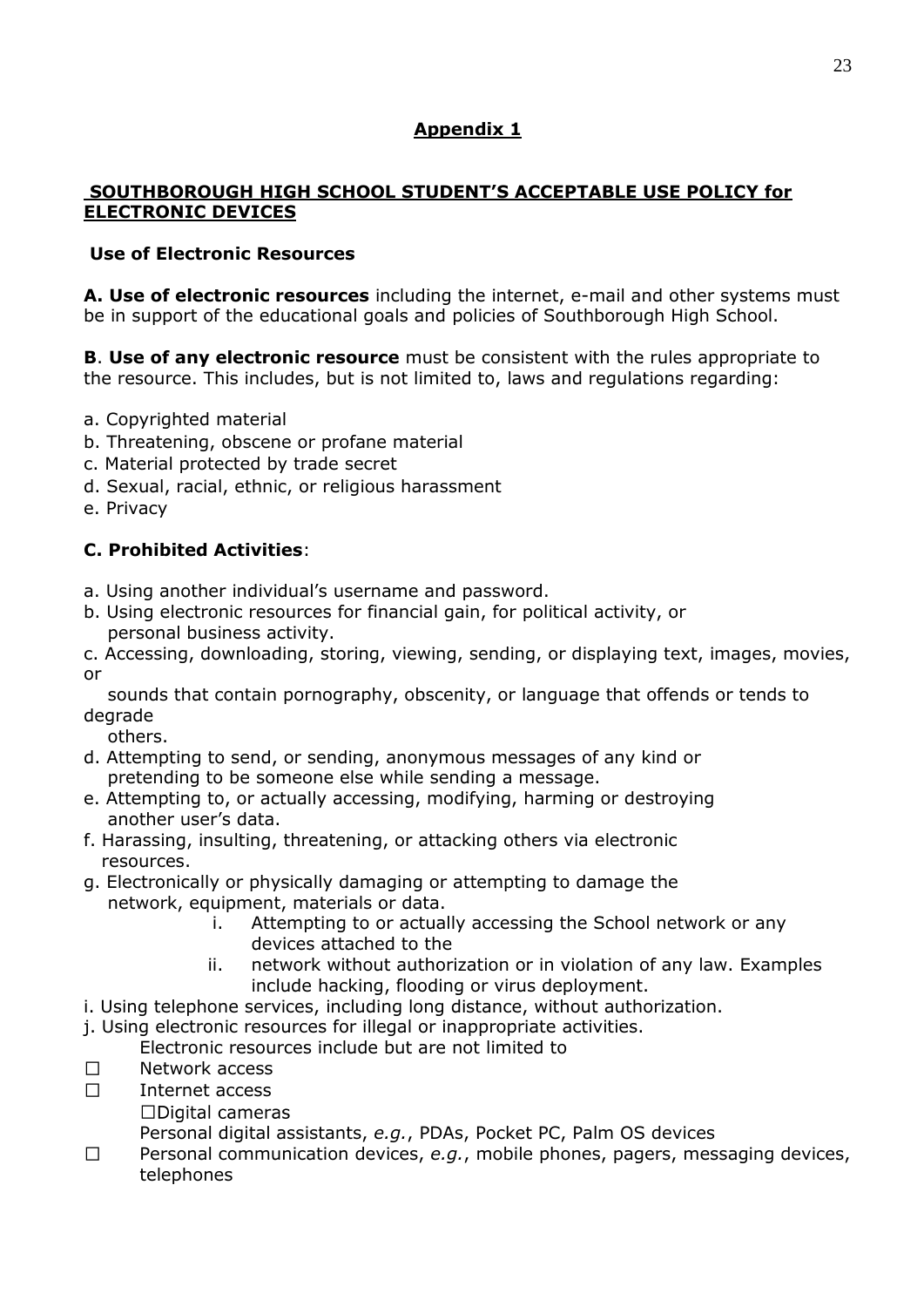## Appendix 1

### SOUTHBOROUGH HIGH SCHOOL STUDENT'S ACCEPTABLE USE POLICY for ELECTRONIC DEVICES

**Use of Electronic Resources**

**A. Use of electronic resources** including the internet, e-mail and other systems must be in support of the educational goals and policies of Southborough High School.

**B**. **Use of any electronic resource** must be consistent with the rules appropriate to the resource. This includes, but is not limited to, laws and regulations regarding:

a. Copyrighted material
b. Threatening, obscene or profane material
c. Material protected by trade secret
d. Sexual, racial, ethnic, or religious harassment
e. Privacy

**C. Prohibited Activities**:

a. Using another individual's username and password.
b. Using electronic resources for financial gain, for political activity, or personal business activity.
c. Accessing, downloading, storing, viewing, sending, or displaying text, images, movies, or sounds that contain pornography, obscenity, or language that offends or tends to degrade others.
d. Attempting to send, or sending, anonymous messages of any kind or pretending to be someone else while sending a message.
e. Attempting to, or actually accessing, modifying, harming or destroying another user's data.
f. Harassing, insulting, threatening, or attacking others via electronic resources.
g. Electronically or physically damaging or attempting to damage the network, equipment, materials or data.
   i. Attempting to or actually accessing the School network or any devices attached to the
   ii. network without authorization or in violation of any law. Examples include hacking, flooding or virus deployment.
i. Using telephone services, including long distance, without authorization.
j. Using electronic resources for illegal or inappropriate activities.
   Electronic resources include but are not limited to
- ☐ Network access
- ☐ Internet access
- ☐Digital cameras
- Personal digital assistants, *e.g.*, PDAs, Pocket PC, Palm OS devices
- ☐ Personal communication devices, *e.g.*, mobile phones, pagers, messaging devices, telephones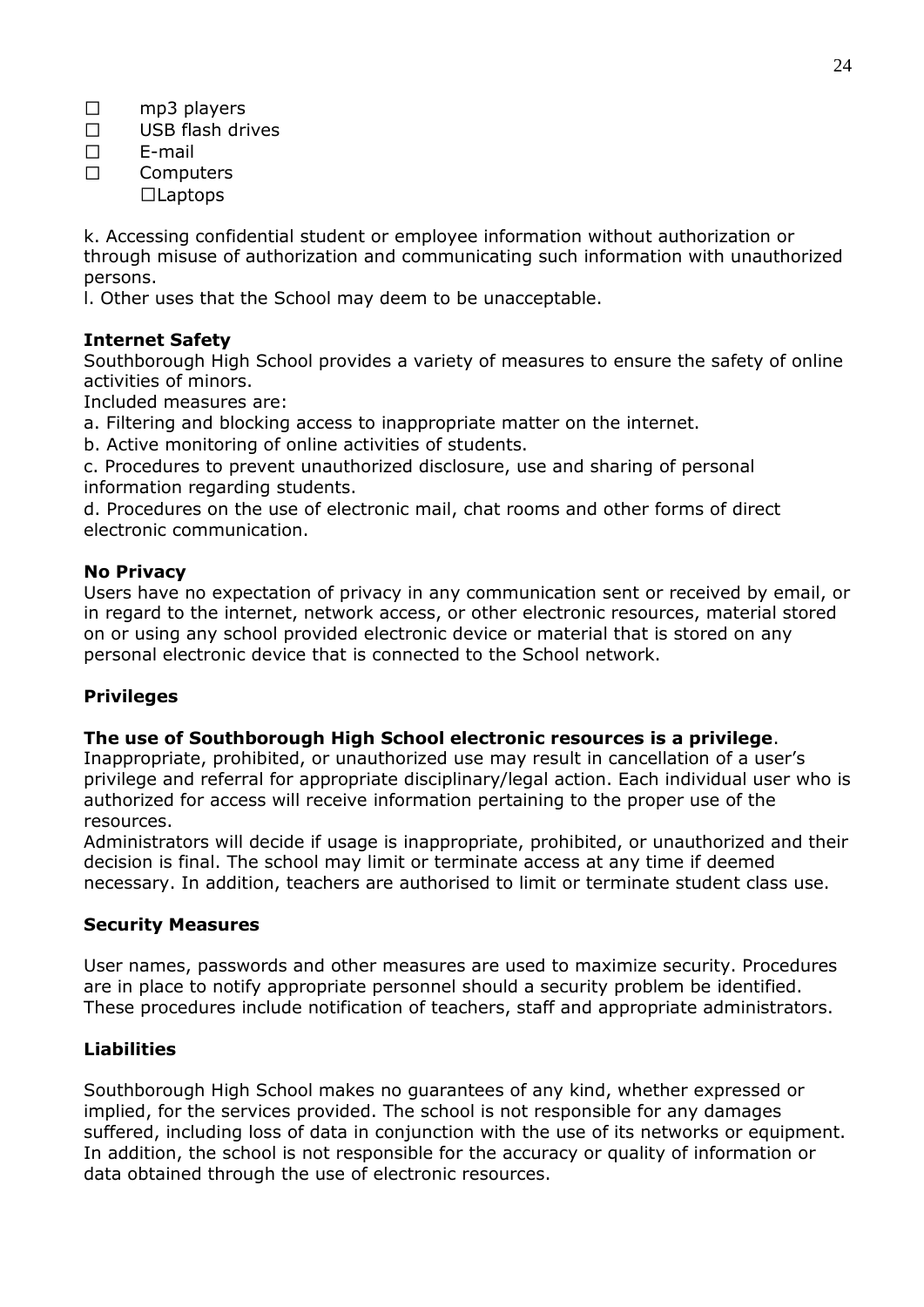- ☐ mp3 players
- ☐ USB flash drives
- ☐ E-mail
- ☐ Computers
  - ☐Laptops

k. Accessing confidential student or employee information without authorization or through misuse of authorization and communicating such information with unauthorized persons.

l. Other uses that the School may deem to be unacceptable.

**Internet Safety**

Southborough High School provides a variety of measures to ensure the safety of online activities of minors.

Included measures are:

a. Filtering and blocking access to inappropriate matter on the internet.

b. Active monitoring of online activities of students.

c. Procedures to prevent unauthorized disclosure, use and sharing of personal information regarding students.

d. Procedures on the use of electronic mail, chat rooms and other forms of direct electronic communication.

**No Privacy**

Users have no expectation of privacy in any communication sent or received by email, or in regard to the internet, network access, or other electronic resources, material stored on or using any school provided electronic device or material that is stored on any personal electronic device that is connected to the School network.

**Privileges**

**The use of Southborough High School electronic resources is a privilege**.

Inappropriate, prohibited, or unauthorized use may result in cancellation of a user's privilege and referral for appropriate disciplinary/legal action. Each individual user who is authorized for access will receive information pertaining to the proper use of the resources.

Administrators will decide if usage is inappropriate, prohibited, or unauthorized and their decision is final. The school may limit or terminate access at any time if deemed necessary. In addition, teachers are authorised to limit or terminate student class use.

**Security Measures**

User names, passwords and other measures are used to maximize security. Procedures are in place to notify appropriate personnel should a security problem be identified. These procedures include notification of teachers, staff and appropriate administrators.

**Liabilities**

Southborough High School makes no guarantees of any kind, whether expressed or implied, for the services provided. The school is not responsible for any damages suffered, including loss of data in conjunction with the use of its networks or equipment. In addition, the school is not responsible for the accuracy or quality of information or data obtained through the use of electronic resources.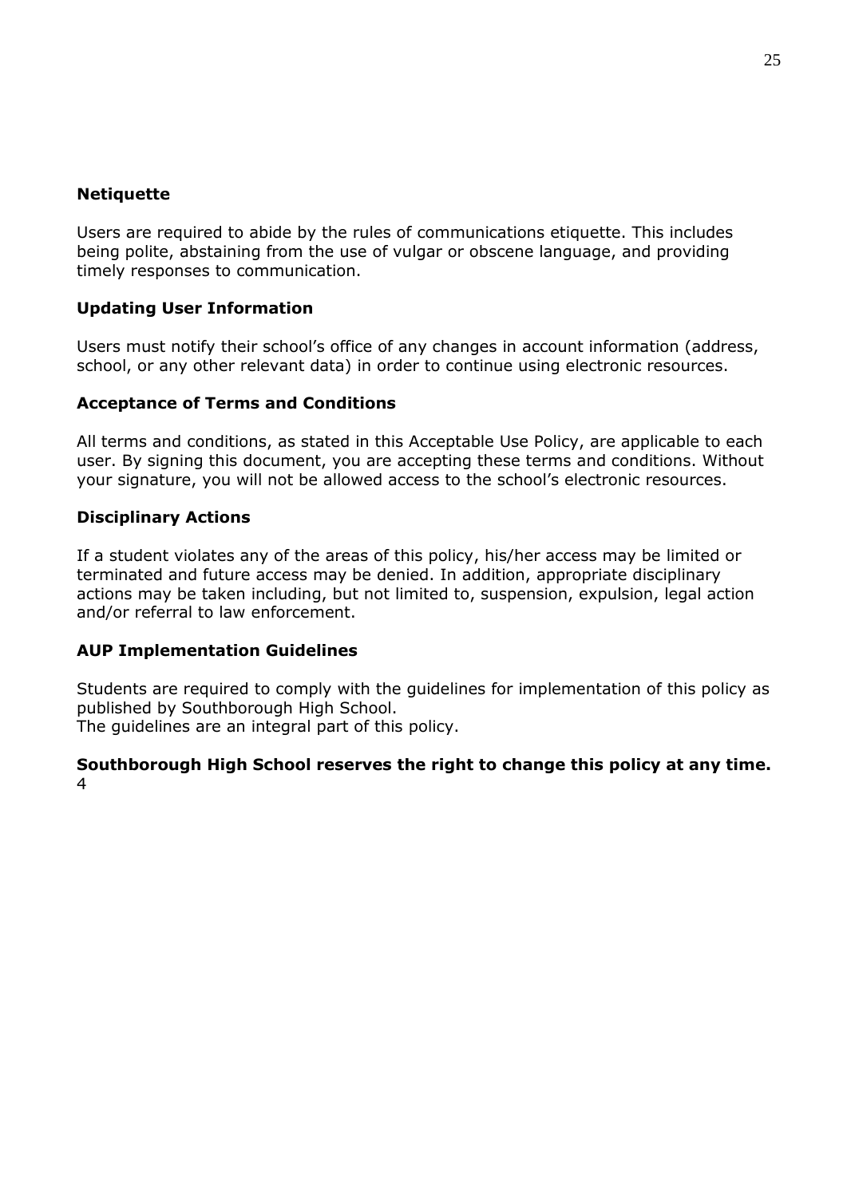**Netiquette**

Users are required to abide by the rules of communications etiquette. This includes being polite, abstaining from the use of vulgar or obscene language, and providing timely responses to communication.

**Updating User Information**

Users must notify their school's office of any changes in account information (address, school, or any other relevant data) in order to continue using electronic resources.

**Acceptance of Terms and Conditions**

All terms and conditions, as stated in this Acceptable Use Policy, are applicable to each user. By signing this document, you are accepting these terms and conditions. Without your signature, you will not be allowed access to the school's electronic resources.

**Disciplinary Actions**

If a student violates any of the areas of this policy, his/her access may be limited or terminated and future access may be denied. In addition, appropriate disciplinary actions may be taken including, but not limited to, suspension, expulsion, legal action and/or referral to law enforcement.

**AUP Implementation Guidelines**

Students are required to comply with the guidelines for implementation of this policy as published by Southborough High School.
The guidelines are an integral part of this policy.

**Southborough High School reserves the right to change this policy at any time.**
4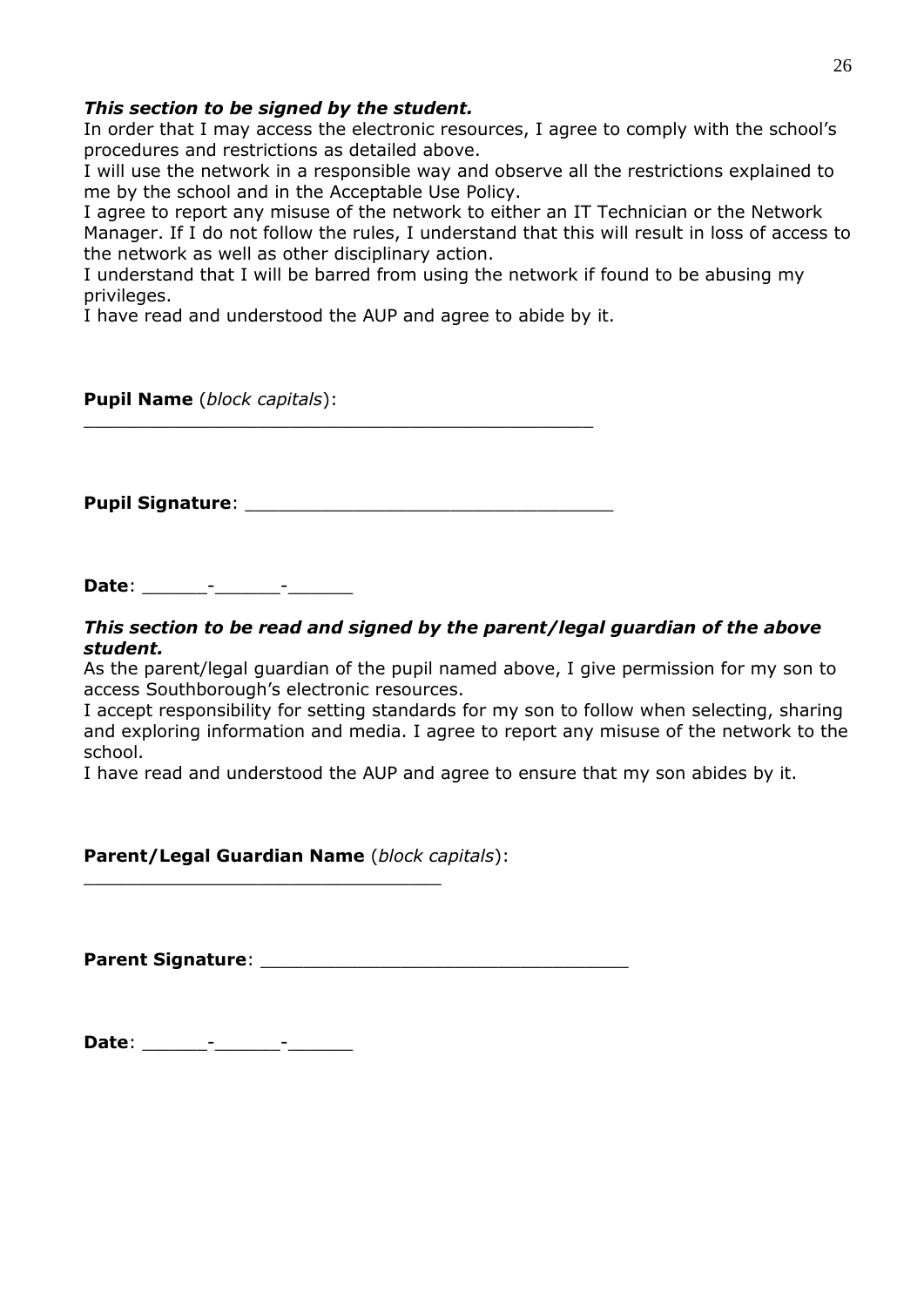***This section to be signed by the student.***

In order that I may access the electronic resources, I agree to comply with the school's procedures and restrictions as detailed above.

I will use the network in a responsible way and observe all the restrictions explained to me by the school and in the Acceptable Use Policy.

I agree to report any misuse of the network to either an IT Technician or the Network Manager. If I do not follow the rules, I understand that this will result in loss of access to the network as well as other disciplinary action.

I understand that I will be barred from using the network if found to be abusing my privileges.

I have read and understood the AUP and agree to abide by it.

**Pupil Name** (*block capitals*): _______________________________________________

**Pupil Signature**: _________________________________

**Date**: ______-______-______

***This section to be read and signed by the parent/legal guardian of the above student.***

As the parent/legal guardian of the pupil named above, I give permission for my son to access Southborough's electronic resources.

I accept responsibility for setting standards for my son to follow when selecting, sharing and exploring information and media. I agree to report any misuse of the network to the school.

I have read and understood the AUP and agree to ensure that my son abides by it.

**Parent/Legal Guardian Name** (*block capitals*): ________________________________

**Parent Signature**: _________________________________

**Date**: ______-______-______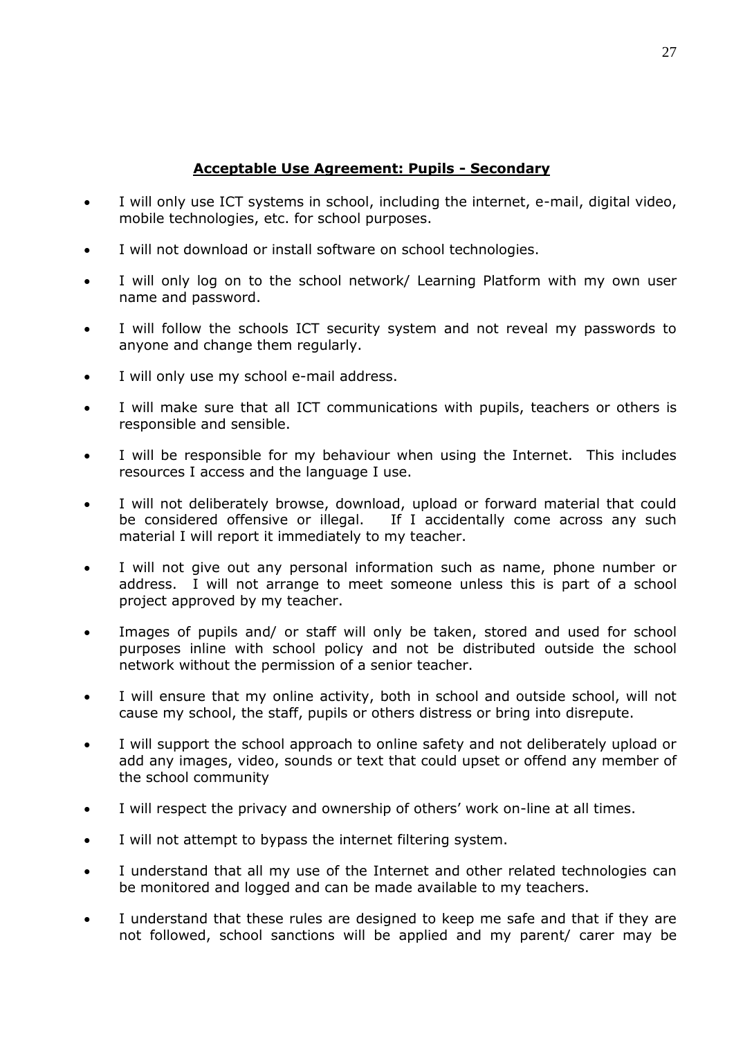## **Acceptable Use Agreement: Pupils - Secondary**

- I will only use ICT systems in school, including the internet, e-mail, digital video, mobile technologies, etc. for school purposes.
- I will not download or install software on school technologies.
- I will only log on to the school network/ Learning Platform with my own user name and password.
- I will follow the schools ICT security system and not reveal my passwords to anyone and change them regularly.
- I will only use my school e-mail address.
- I will make sure that all ICT communications with pupils, teachers or others is responsible and sensible.
- I will be responsible for my behaviour when using the Internet. This includes resources I access and the language I use.
- I will not deliberately browse, download, upload or forward material that could be considered offensive or illegal. If I accidentally come across any such material I will report it immediately to my teacher.
- I will not give out any personal information such as name, phone number or address. I will not arrange to meet someone unless this is part of a school project approved by my teacher.
- Images of pupils and/ or staff will only be taken, stored and used for school purposes inline with school policy and not be distributed outside the school network without the permission of a senior teacher.
- I will ensure that my online activity, both in school and outside school, will not cause my school, the staff, pupils or others distress or bring into disrepute.
- I will support the school approach to online safety and not deliberately upload or add any images, video, sounds or text that could upset or offend any member of the school community
- I will respect the privacy and ownership of others' work on-line at all times.
- I will not attempt to bypass the internet filtering system.
- I understand that all my use of the Internet and other related technologies can be monitored and logged and can be made available to my teachers.
- I understand that these rules are designed to keep me safe and that if they are not followed, school sanctions will be applied and my parent/ carer may be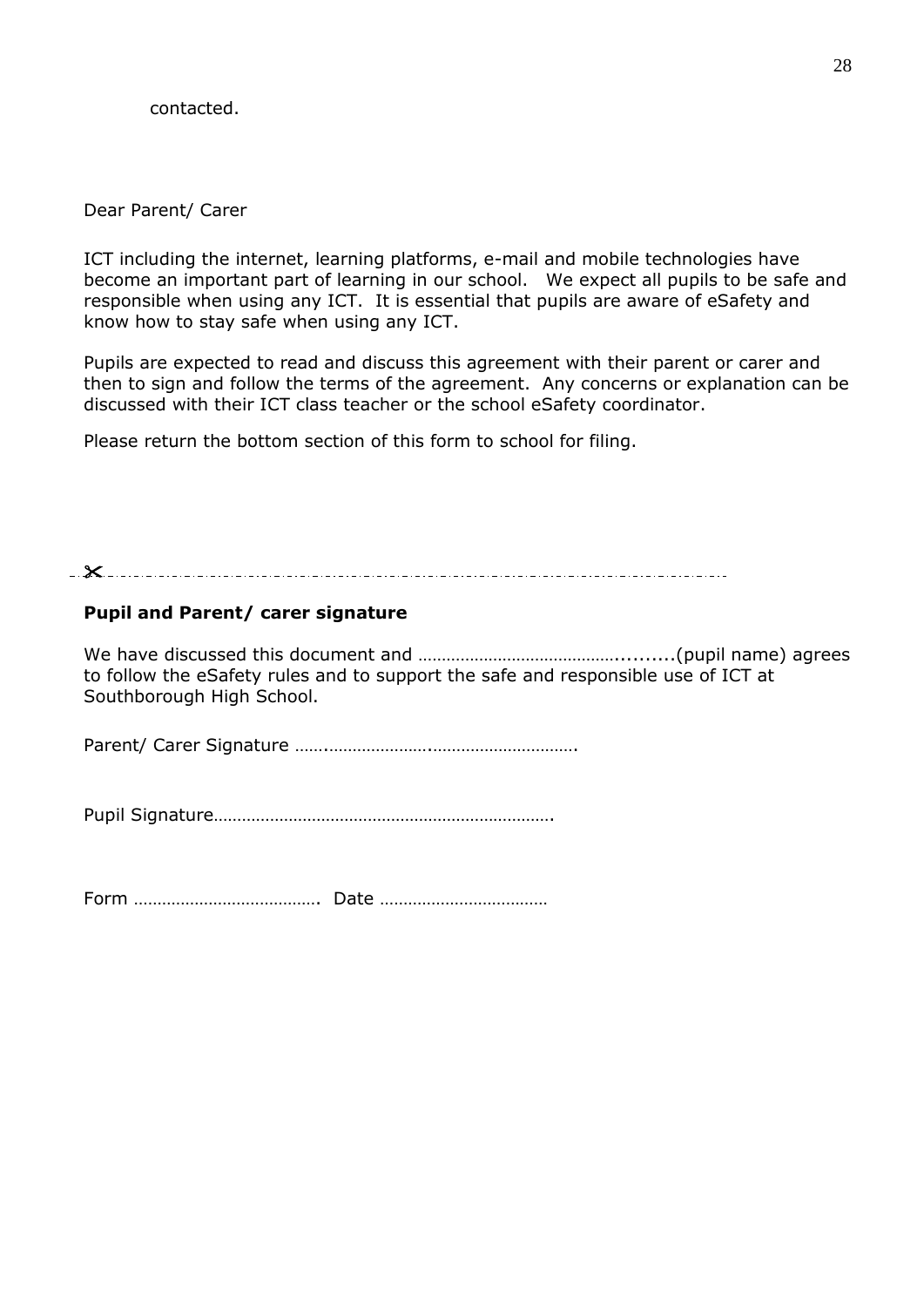contacted.

Dear Parent/ Carer

ICT including the internet, learning platforms, e-mail and mobile technologies have become an important part of learning in our school. We expect all pupils to be safe and responsible when using any ICT. It is essential that pupils are aware of eSafety and know how to stay safe when using any ICT.

Pupils are expected to read and discuss this agreement with their parent or carer and then to sign and follow the terms of the agreement. Any concerns or explanation can be discussed with their ICT class teacher or the school eSafety coordinator.

Please return the bottom section of this form to school for filing.

✂-------------------------------------------------------------------------------------------

**Pupil and Parent/ carer signature**

We have discussed this document and ……………………………………..........(pupil name) agrees to follow the eSafety rules and to support the safe and responsible use of ICT at Southborough High School.

Parent/ Carer Signature …….………………….………………………….

Pupil Signature……………………………………………………………….

Form …………………………………. Date ………………………………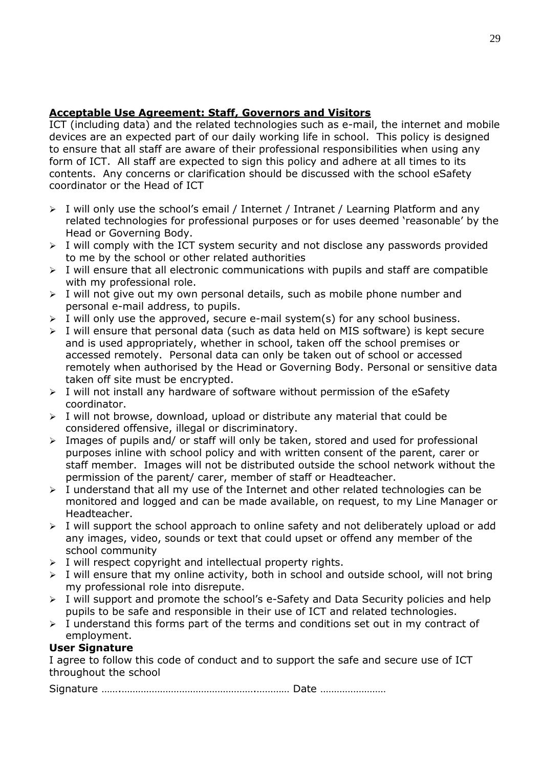## **Acceptable Use Agreement: Staff, Governors and Visitors**

ICT (including data) and the related technologies such as e-mail, the internet and mobile devices are an expected part of our daily working life in school. This policy is designed to ensure that all staff are aware of their professional responsibilities when using any form of ICT. All staff are expected to sign this policy and adhere at all times to its contents. Any concerns or clarification should be discussed with the school eSafety coordinator or the Head of ICT

- I will only use the school's email / Internet / Intranet / Learning Platform and any related technologies for professional purposes or for uses deemed 'reasonable' by the Head or Governing Body.
- I will comply with the ICT system security and not disclose any passwords provided to me by the school or other related authorities
- I will ensure that all electronic communications with pupils and staff are compatible with my professional role.
- I will not give out my own personal details, such as mobile phone number and personal e-mail address, to pupils.
- I will only use the approved, secure e-mail system(s) for any school business.
- I will ensure that personal data (such as data held on MIS software) is kept secure and is used appropriately, whether in school, taken off the school premises or accessed remotely. Personal data can only be taken out of school or accessed remotely when authorised by the Head or Governing Body. Personal or sensitive data taken off site must be encrypted.
- I will not install any hardware of software without permission of the eSafety coordinator.
- I will not browse, download, upload or distribute any material that could be considered offensive, illegal or discriminatory.
- Images of pupils and/ or staff will only be taken, stored and used for professional purposes inline with school policy and with written consent of the parent, carer or staff member. Images will not be distributed outside the school network without the permission of the parent/ carer, member of staff or Headteacher.
- I understand that all my use of the Internet and other related technologies can be monitored and logged and can be made available, on request, to my Line Manager or Headteacher.
- I will support the school approach to online safety and not deliberately upload or add any images, video, sounds or text that could upset or offend any member of the school community
- I will respect copyright and intellectual property rights.
- I will ensure that my online activity, both in school and outside school, will not bring my professional role into disrepute.
- I will support and promote the school's e-Safety and Data Security policies and help pupils to be safe and responsible in their use of ICT and related technologies.
- I understand this forms part of the terms and conditions set out in my contract of employment.

**User Signature**

I agree to follow this code of conduct and to support the safe and secure use of ICT throughout the school

Signature ……..……………………………………….………… Date ……………………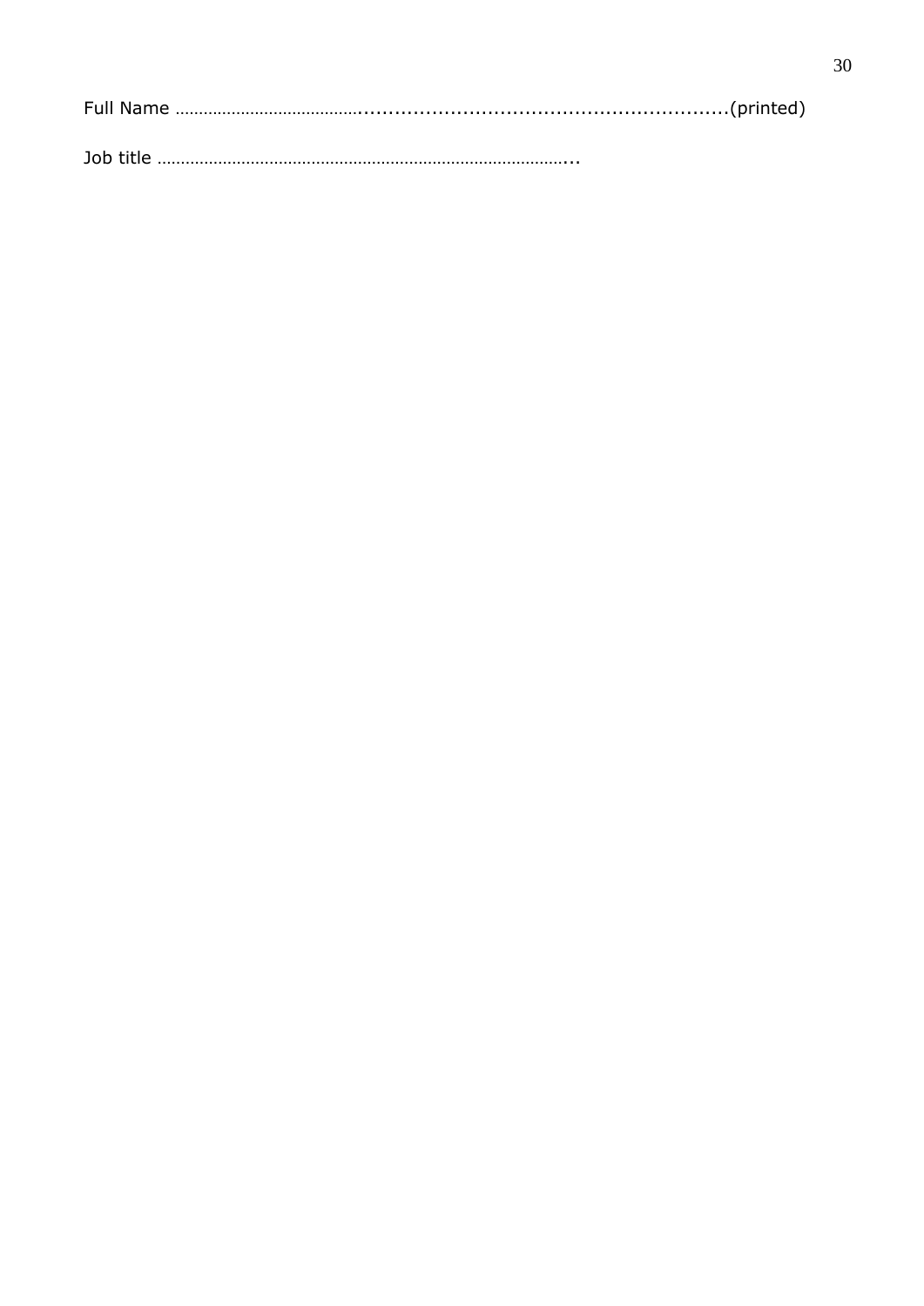Full Name ………………………………..........................................................(printed)

Job title ……………………………………………………………………………...